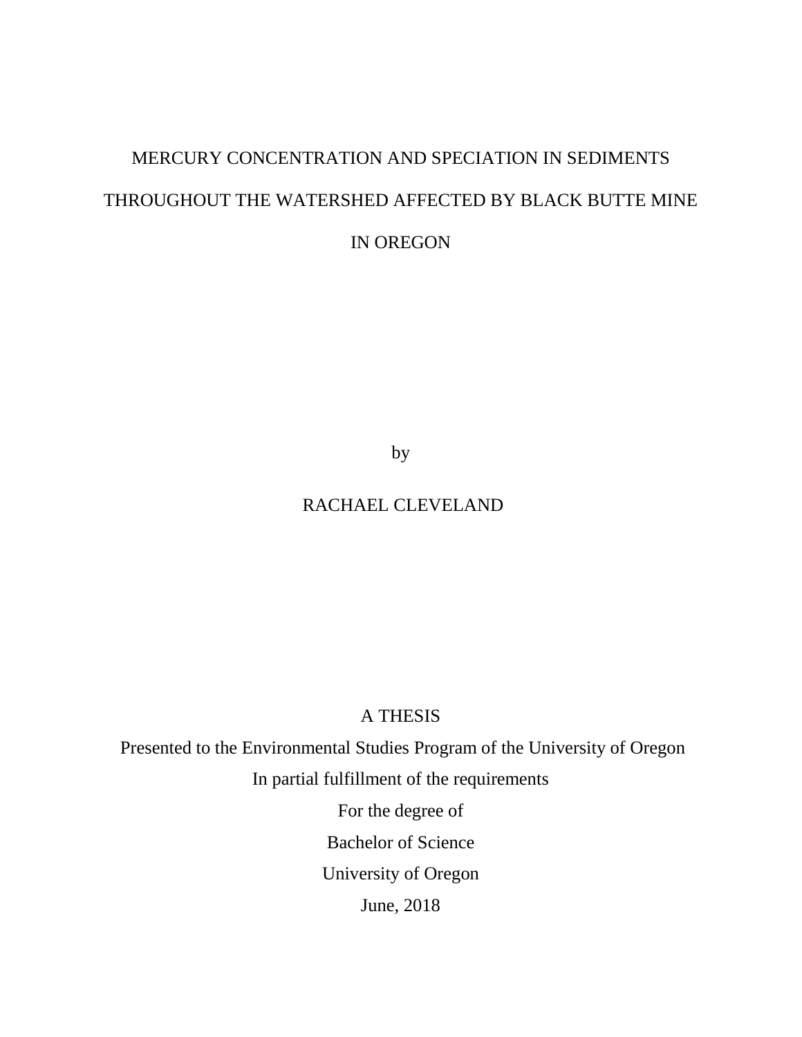# MERCURY CONCENTRATION AND SPECIATION IN SEDIMENTS THROUGHOUT THE WATERSHED AFFECTED BY BLACK BUTTE MINE IN OREGON

by

RACHAEL CLEVELAND

A THESIS

Presented to the Environmental Studies Program of the University of Oregon

In partial fulfillment of the requirements

For the degree of

Bachelor of Science

University of Oregon

June, 2018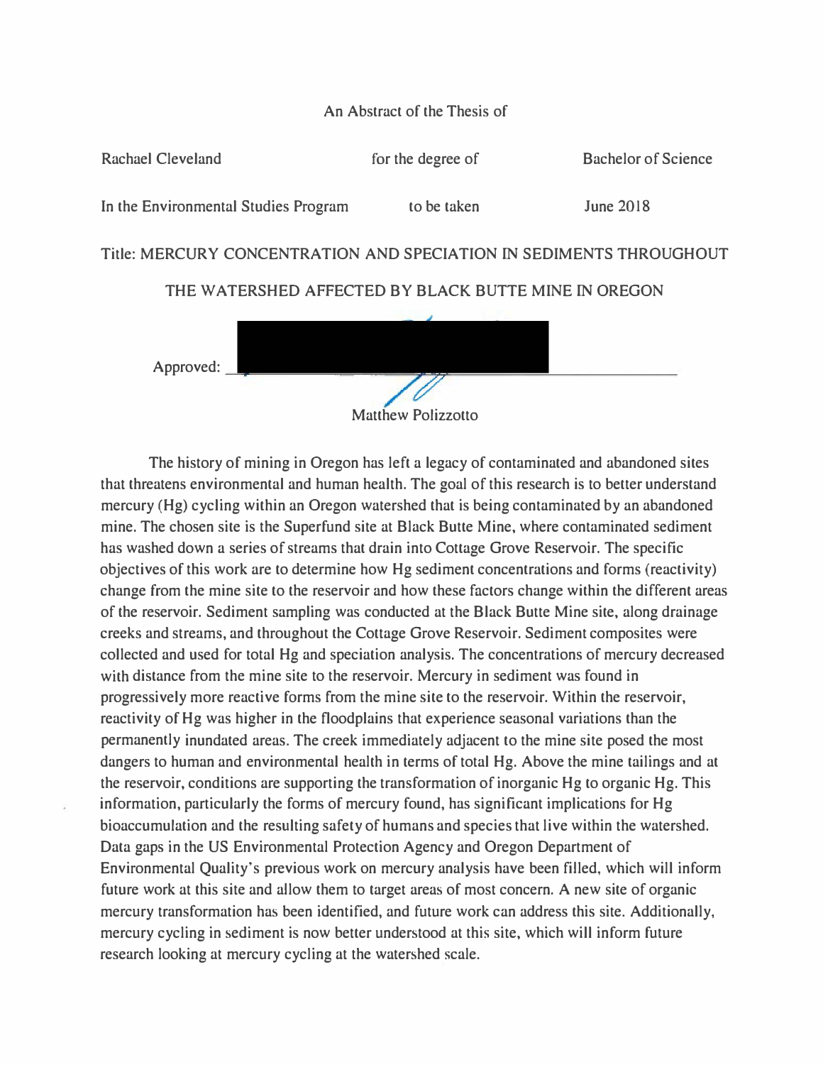An Abstract of the Thesis of

Rachael Cleveland for the degree of Bachelor of Science

In the Environmental Studies Program to be taken June 2018

Title: MERCURY CONCENTRATION AND SPECIATION IN SEDIMENTS THROUGHOUT THE WATERSHED AFFECTED BY BLACK BUTTE MINE IN OREGON

Approved: ______________________________

Matthew Polizzotto

The history of mining in Oregon has left a legacy of contaminated and abandoned sites that threatens environmental and human health. The goal of this research is to better understand mercury (Hg) cycling within an Oregon watershed that is being contaminated by an abandoned mine. The chosen site is the Superfund site at Black Butte Mine, where contaminated sediment has washed down a series of streams that drain into Cottage Grove Reservoir. The specific objectives of this work are to determine how Hg sediment concentrations and forms (reactivity) change from the mine site to the reservoir and how these factors change within the different areas of the reservoir. Sediment sampling was conducted at the Black Butte Mine site, along drainage creeks and streams, and throughout the Cottage Grove Reservoir. Sediment composites were collected and used for total Hg and speciation analysis. The concentrations of mercury decreased with distance from the mine site to the reservoir. Mercury in sediment was found in progressively more reactive forms from the mine site to the reservoir. Within the reservoir, reactivity of Hg was higher in the floodplains that experience seasonal variations than the permanently inundated areas. The creek immediately adjacent to the mine site posed the most dangers to human and environmental health in terms of total Hg. Above the mine tailings and at the reservoir, conditions are supporting the transformation of inorganic Hg to organic Hg. This information, particularly the forms of mercury found, has significant implications for Hg bioaccumulation and the resulting safety of humans and species that live within the watershed. Data gaps in the US Environmental Protection Agency and Oregon Department of Environmental Quality's previous work on mercury analysis have been filled, which will inform future work at this site and allow them to target areas of most concern. A new site of organic mercury transformation has been identified, and future work can address this site. Additionally, mercury cycling in sediment is now better understood at this site, which will inform future research looking at mercury cycling at the watershed scale.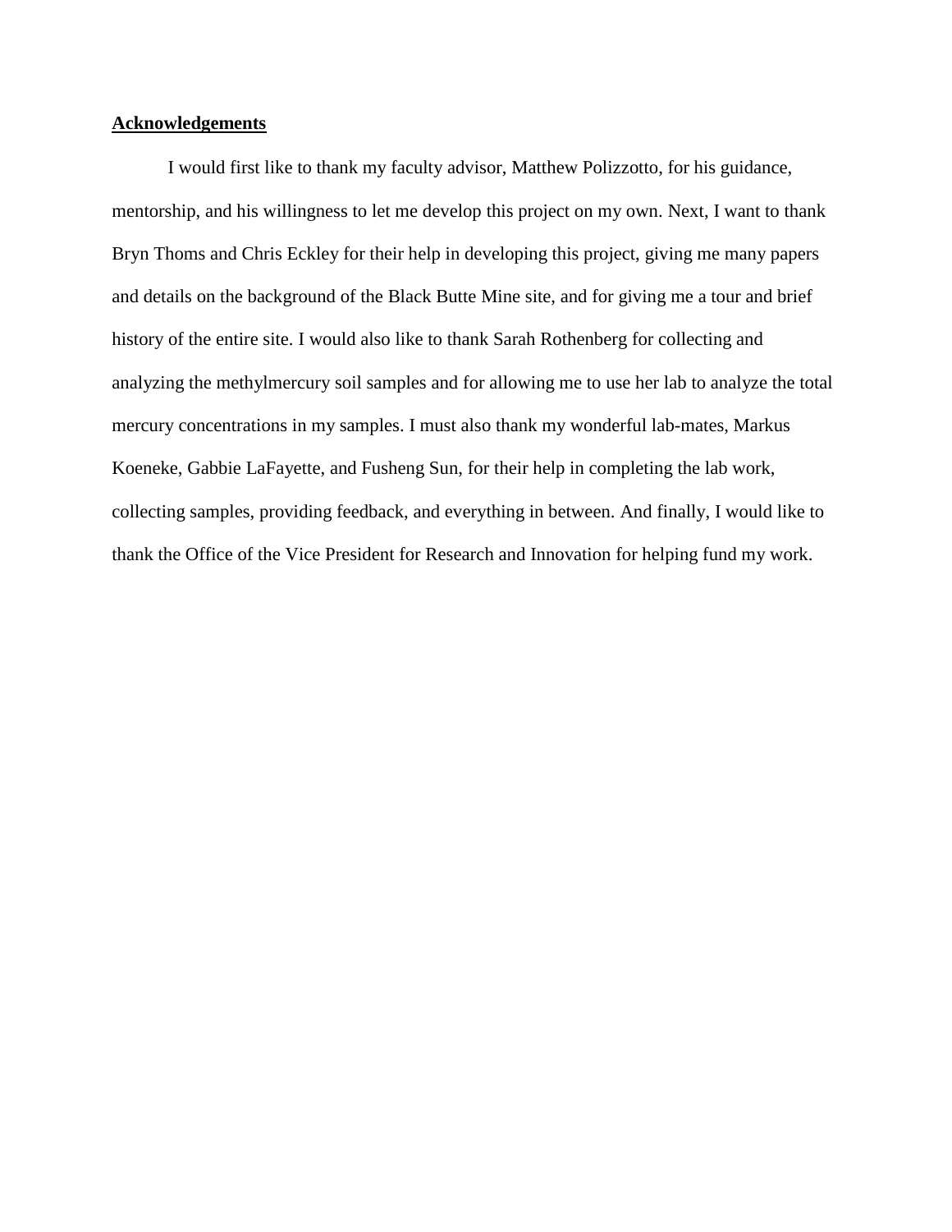## Acknowledgements

I would first like to thank my faculty advisor, Matthew Polizzotto, for his guidance, mentorship, and his willingness to let me develop this project on my own. Next, I want to thank Bryn Thoms and Chris Eckley for their help in developing this project, giving me many papers and details on the background of the Black Butte Mine site, and for giving me a tour and brief history of the entire site. I would also like to thank Sarah Rothenberg for collecting and analyzing the methylmercury soil samples and for allowing me to use her lab to analyze the total mercury concentrations in my samples. I must also thank my wonderful lab-mates, Markus Koeneke, Gabbie LaFayette, and Fusheng Sun, for their help in completing the lab work, collecting samples, providing feedback, and everything in between. And finally, I would like to thank the Office of the Vice President for Research and Innovation for helping fund my work.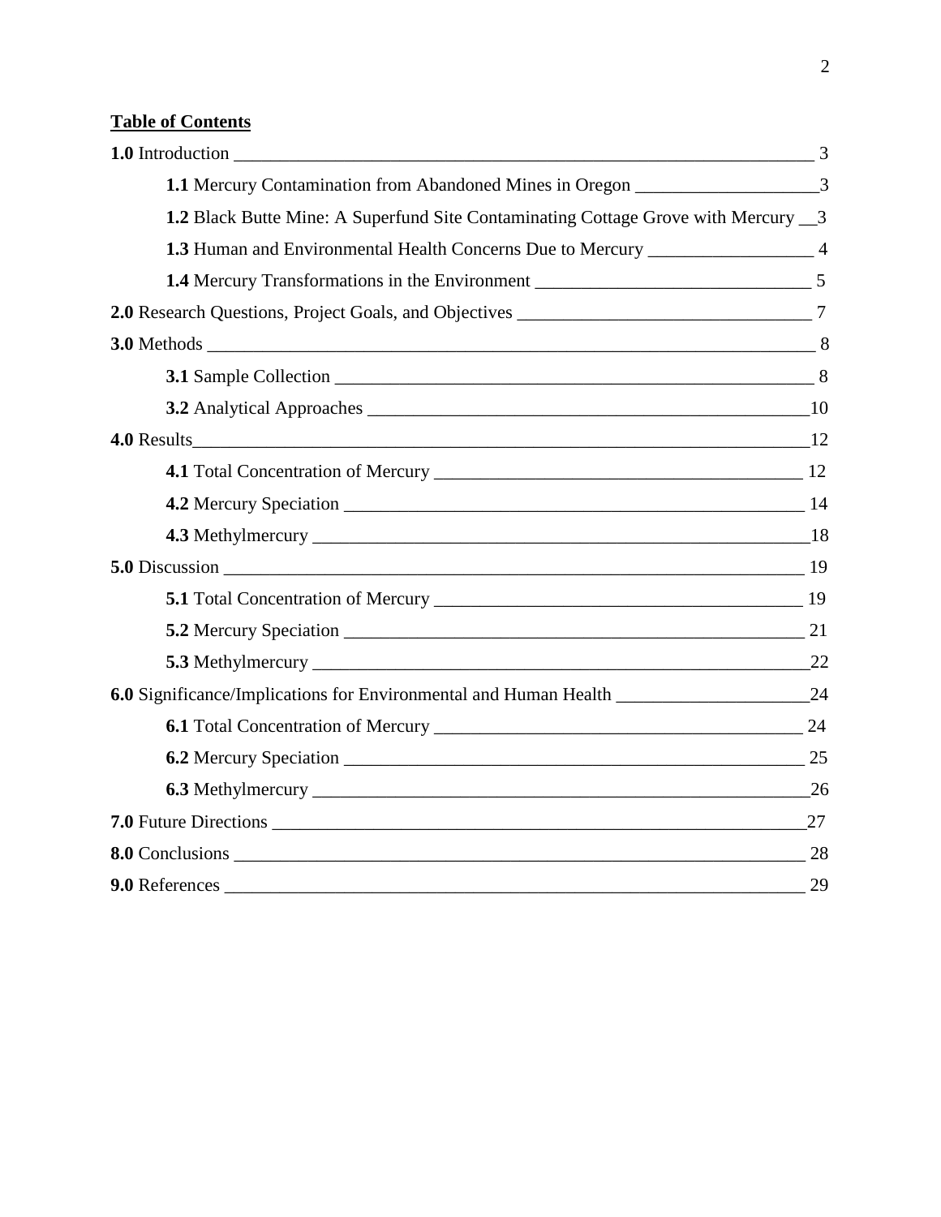**Table of Contents**

**1.0** Introduction ____________________________________________________________ 3

**1.1** Mercury Contamination from Abandoned Mines in Oregon ____________________3

**1.2** Black Butte Mine: A Superfund Site Contaminating Cottage Grove with Mercury __3

**1.3** Human and Environmental Health Concerns Due to Mercury _________________ 4

**1.4** Mercury Transformations in the Environment ______________________________ 5

**2.0** Research Questions, Project Goals, and Objectives ________________________________ 7

**3.0** Methods ______________________________________________________________ 8

**3.1** Sample Collection ______________________________________________________ 8

**3.2** Analytical Approaches ________________________________________________10

**4.0** Results__________________________________________________________________12

**4.1** Total Concentration of Mercury ________________________________________ 12

**4.2** Mercury Speciation ____________________________________________________ 14

**4.3** Methylmercury ________________________________________________________18

**5.0** Discussion _____________________________________________________________ 19

**5.1** Total Concentration of Mercury ________________________________________ 19

**5.2** Mercury Speciation ____________________________________________________ 21

**5.3** Methylmercury ________________________________________________________22

**6.0** Significance/Implications for Environmental and Human Health _____________________24

**6.1** Total Concentration of Mercury ________________________________________ 24

**6.2** Mercury Speciation ____________________________________________________ 25

**6.3** Methylmercury ________________________________________________________26

**7.0** Future Directions ________________________________________________________27

**8.0** Conclusions _____________________________________________________________ 28

**9.0** References ______________________________________________________________ 29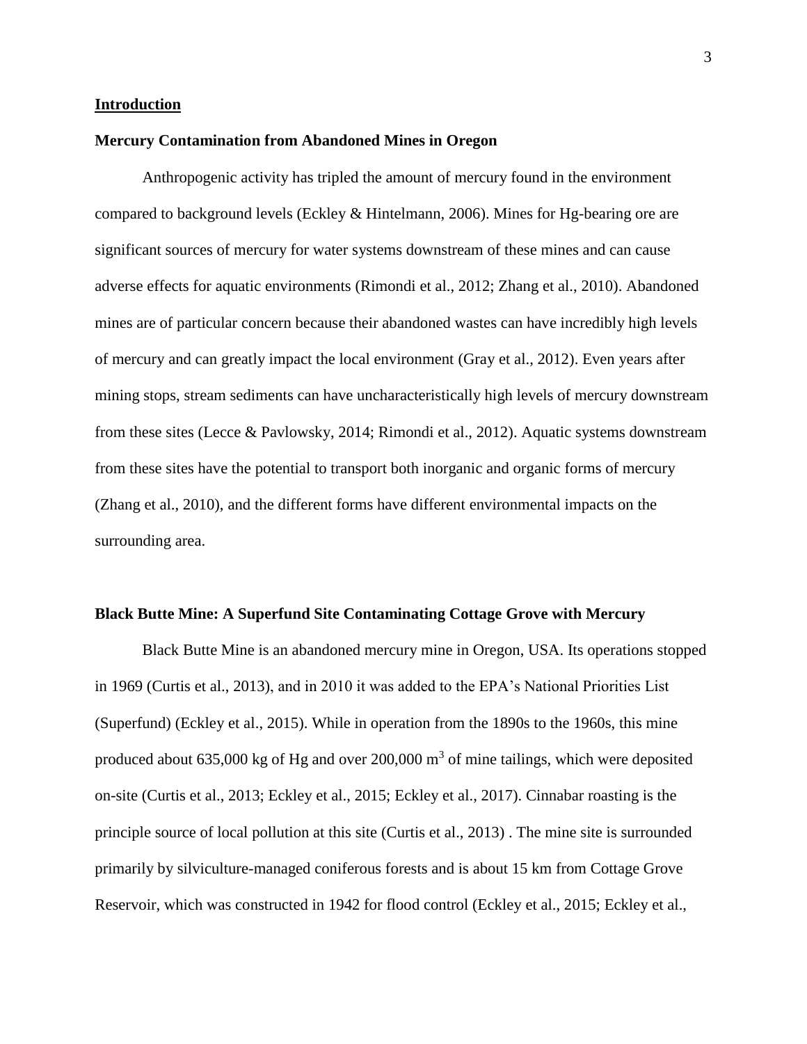## Introduction

### Mercury Contamination from Abandoned Mines in Oregon

Anthropogenic activity has tripled the amount of mercury found in the environment compared to background levels (Eckley & Hintelmann, 2006). Mines for Hg-bearing ore are significant sources of mercury for water systems downstream of these mines and can cause adverse effects for aquatic environments (Rimondi et al., 2012; Zhang et al., 2010). Abandoned mines are of particular concern because their abandoned wastes can have incredibly high levels of mercury and can greatly impact the local environment (Gray et al., 2012). Even years after mining stops, stream sediments can have uncharacteristically high levels of mercury downstream from these sites (Lecce & Pavlowsky, 2014; Rimondi et al., 2012). Aquatic systems downstream from these sites have the potential to transport both inorganic and organic forms of mercury (Zhang et al., 2010), and the different forms have different environmental impacts on the surrounding area.

### Black Butte Mine: A Superfund Site Contaminating Cottage Grove with Mercury

Black Butte Mine is an abandoned mercury mine in Oregon, USA. Its operations stopped in 1969 (Curtis et al., 2013), and in 2010 it was added to the EPA's National Priorities List (Superfund) (Eckley et al., 2015). While in operation from the 1890s to the 1960s, this mine produced about 635,000 kg of Hg and over 200,000 $m^3$ of mine tailings, which were deposited on-site (Curtis et al., 2013; Eckley et al., 2015; Eckley et al., 2017). Cinnabar roasting is the principle source of local pollution at this site (Curtis et al., 2013) . The mine site is surrounded primarily by silviculture-managed coniferous forests and is about 15 km from Cottage Grove Reservoir, which was constructed in 1942 for flood control (Eckley et al., 2015; Eckley et al.,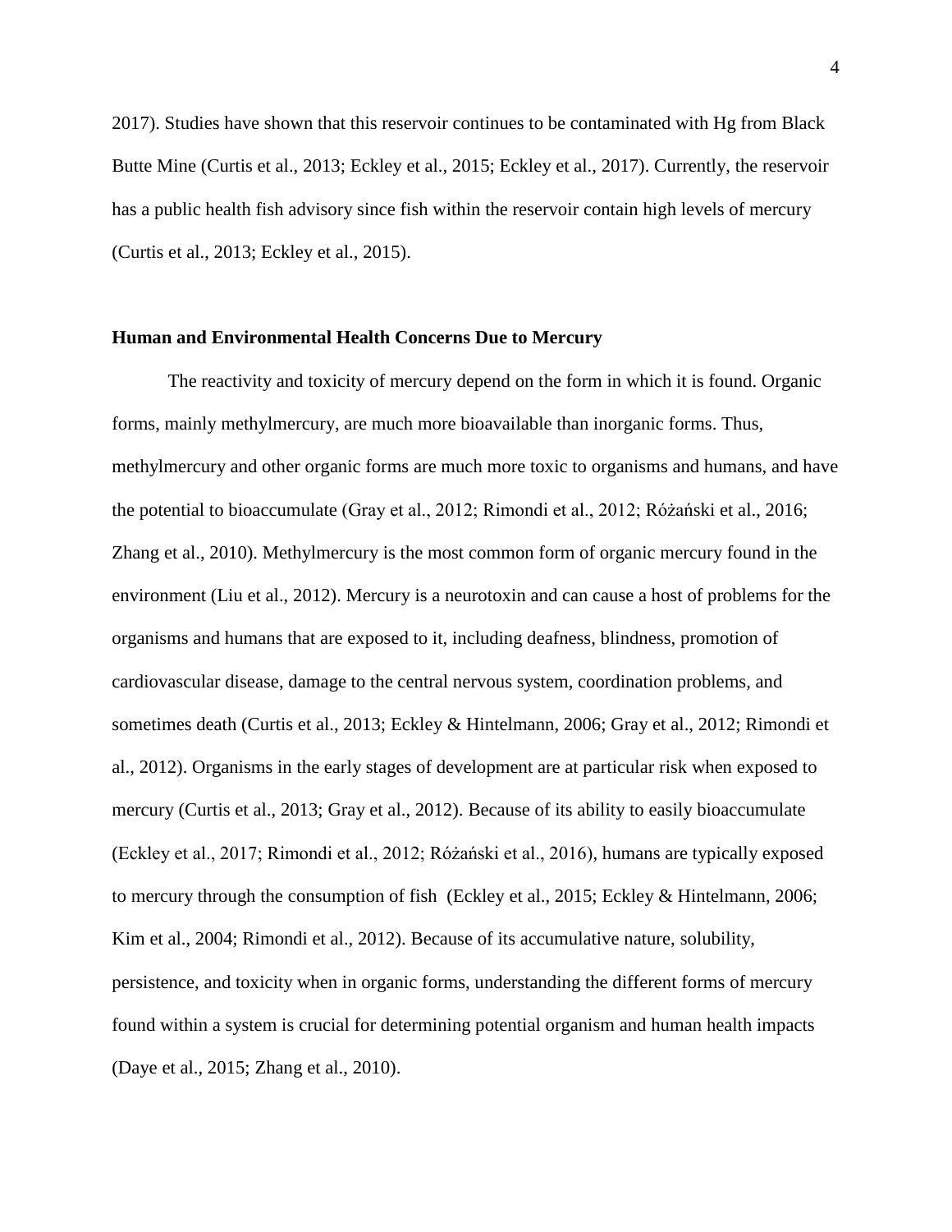2017). Studies have shown that this reservoir continues to be contaminated with Hg from Black Butte Mine (Curtis et al., 2013; Eckley et al., 2015; Eckley et al., 2017). Currently, the reservoir has a public health fish advisory since fish within the reservoir contain high levels of mercury (Curtis et al., 2013; Eckley et al., 2015).

## Human and Environmental Health Concerns Due to Mercury

The reactivity and toxicity of mercury depend on the form in which it is found. Organic forms, mainly methylmercury, are much more bioavailable than inorganic forms. Thus, methylmercury and other organic forms are much more toxic to organisms and humans, and have the potential to bioaccumulate (Gray et al., 2012; Rimondi et al., 2012; Różański et al., 2016; Zhang et al., 2010). Methylmercury is the most common form of organic mercury found in the environment (Liu et al., 2012). Mercury is a neurotoxin and can cause a host of problems for the organisms and humans that are exposed to it, including deafness, blindness, promotion of cardiovascular disease, damage to the central nervous system, coordination problems, and sometimes death (Curtis et al., 2013; Eckley & Hintelmann, 2006; Gray et al., 2012; Rimondi et al., 2012). Organisms in the early stages of development are at particular risk when exposed to mercury (Curtis et al., 2013; Gray et al., 2012). Because of its ability to easily bioaccumulate (Eckley et al., 2017; Rimondi et al., 2012; Różański et al., 2016), humans are typically exposed to mercury through the consumption of fish (Eckley et al., 2015; Eckley & Hintelmann, 2006; Kim et al., 2004; Rimondi et al., 2012). Because of its accumulative nature, solubility, persistence, and toxicity when in organic forms, understanding the different forms of mercury found within a system is crucial for determining potential organism and human health impacts (Daye et al., 2015; Zhang et al., 2010).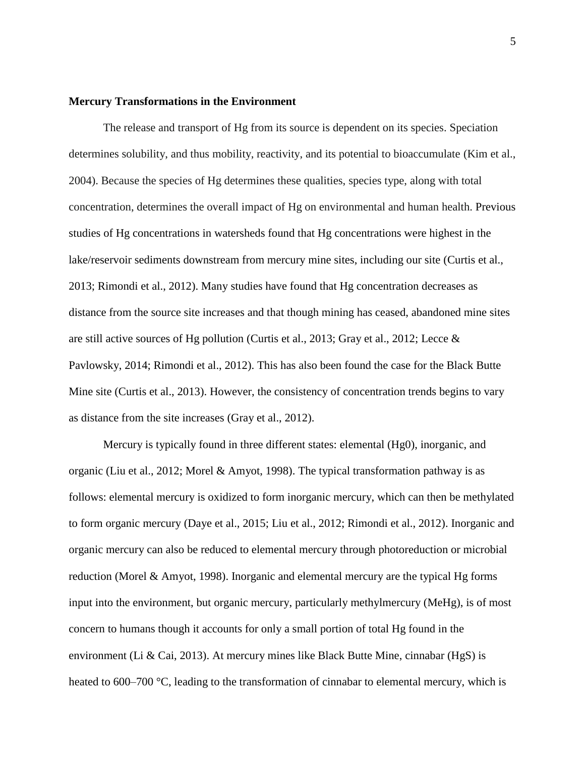**Mercury Transformations in the Environment**

The release and transport of Hg from its source is dependent on its species. Speciation determines solubility, and thus mobility, reactivity, and its potential to bioaccumulate (Kim et al., 2004). Because the species of Hg determines these qualities, species type, along with total concentration, determines the overall impact of Hg on environmental and human health. Previous studies of Hg concentrations in watersheds found that Hg concentrations were highest in the lake/reservoir sediments downstream from mercury mine sites, including our site (Curtis et al., 2013; Rimondi et al., 2012). Many studies have found that Hg concentration decreases as distance from the source site increases and that though mining has ceased, abandoned mine sites are still active sources of Hg pollution (Curtis et al., 2013; Gray et al., 2012; Lecce & Pavlowsky, 2014; Rimondi et al., 2012). This has also been found the case for the Black Butte Mine site (Curtis et al., 2013). However, the consistency of concentration trends begins to vary as distance from the site increases (Gray et al., 2012).

Mercury is typically found in three different states: elemental ($Hg0$), inorganic, and organic (Liu et al., 2012; Morel & Amyot, 1998). The typical transformation pathway is as follows: elemental mercury is oxidized to form inorganic mercury, which can then be methylated to form organic mercury (Daye et al., 2015; Liu et al., 2012; Rimondi et al., 2012). Inorganic and organic mercury can also be reduced to elemental mercury through photoreduction or microbial reduction (Morel & Amyot, 1998). Inorganic and elemental mercury are the typical Hg forms input into the environment, but organic mercury, particularly methylmercury (MeHg), is of most concern to humans though it accounts for only a small portion of total Hg found in the environment (Li & Cai, 2013). At mercury mines like Black Butte Mine, cinnabar (HgS) is heated to 600–700 °C, leading to the transformation of cinnabar to elemental mercury, which is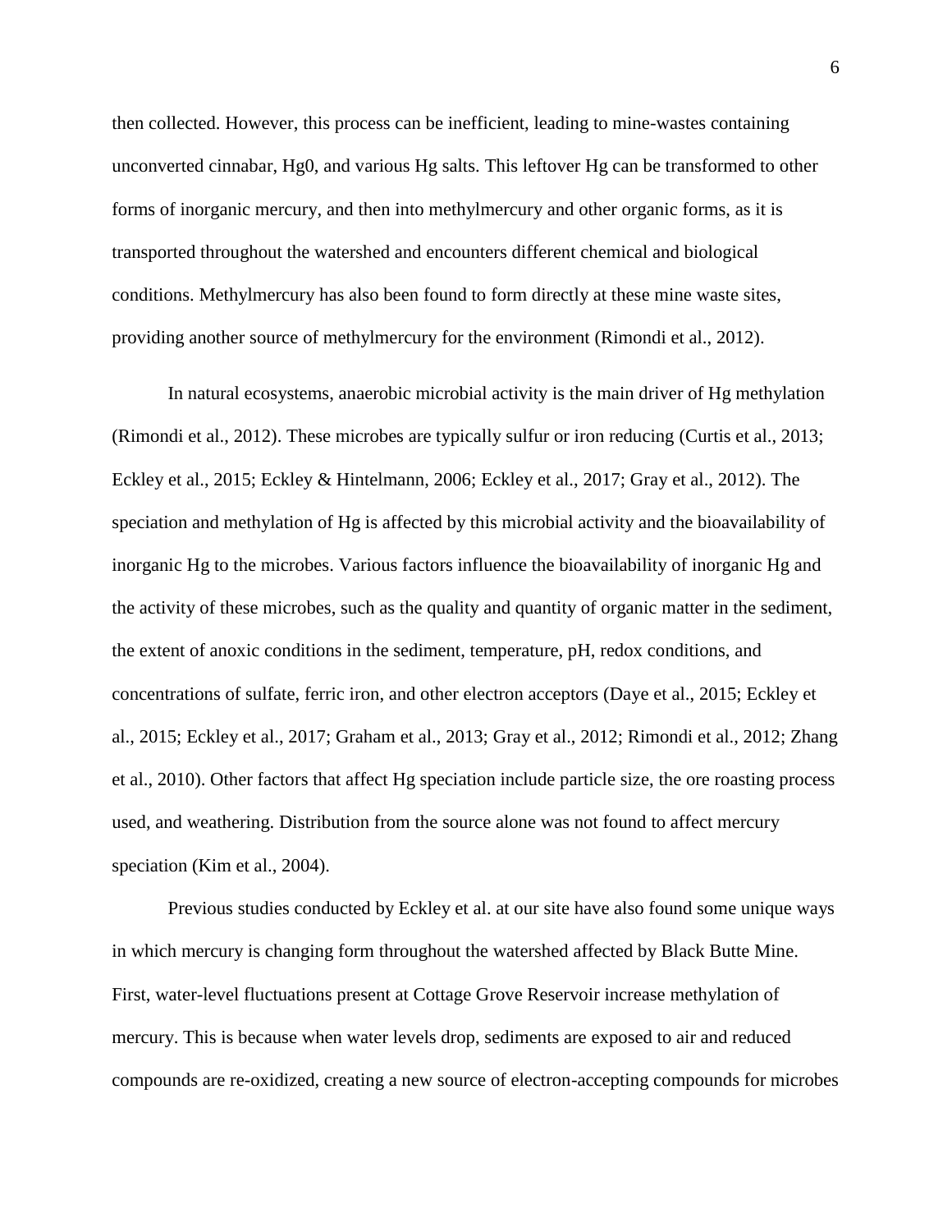then collected. However, this process can be inefficient, leading to mine-wastes containing unconverted cinnabar, Hg0, and various Hg salts. This leftover Hg can be transformed to other forms of inorganic mercury, and then into methylmercury and other organic forms, as it is transported throughout the watershed and encounters different chemical and biological conditions. Methylmercury has also been found to form directly at these mine waste sites, providing another source of methylmercury for the environment (Rimondi et al., 2012).

In natural ecosystems, anaerobic microbial activity is the main driver of Hg methylation (Rimondi et al., 2012). These microbes are typically sulfur or iron reducing (Curtis et al., 2013; Eckley et al., 2015; Eckley & Hintelmann, 2006; Eckley et al., 2017; Gray et al., 2012). The speciation and methylation of Hg is affected by this microbial activity and the bioavailability of inorganic Hg to the microbes. Various factors influence the bioavailability of inorganic Hg and the activity of these microbes, such as the quality and quantity of organic matter in the sediment, the extent of anoxic conditions in the sediment, temperature, pH, redox conditions, and concentrations of sulfate, ferric iron, and other electron acceptors (Daye et al., 2015; Eckley et al., 2015; Eckley et al., 2017; Graham et al., 2013; Gray et al., 2012; Rimondi et al., 2012; Zhang et al., 2010). Other factors that affect Hg speciation include particle size, the ore roasting process used, and weathering. Distribution from the source alone was not found to affect mercury speciation (Kim et al., 2004).

Previous studies conducted by Eckley et al. at our site have also found some unique ways in which mercury is changing form throughout the watershed affected by Black Butte Mine. First, water-level fluctuations present at Cottage Grove Reservoir increase methylation of mercury. This is because when water levels drop, sediments are exposed to air and reduced compounds are re-oxidized, creating a new source of electron-accepting compounds for microbes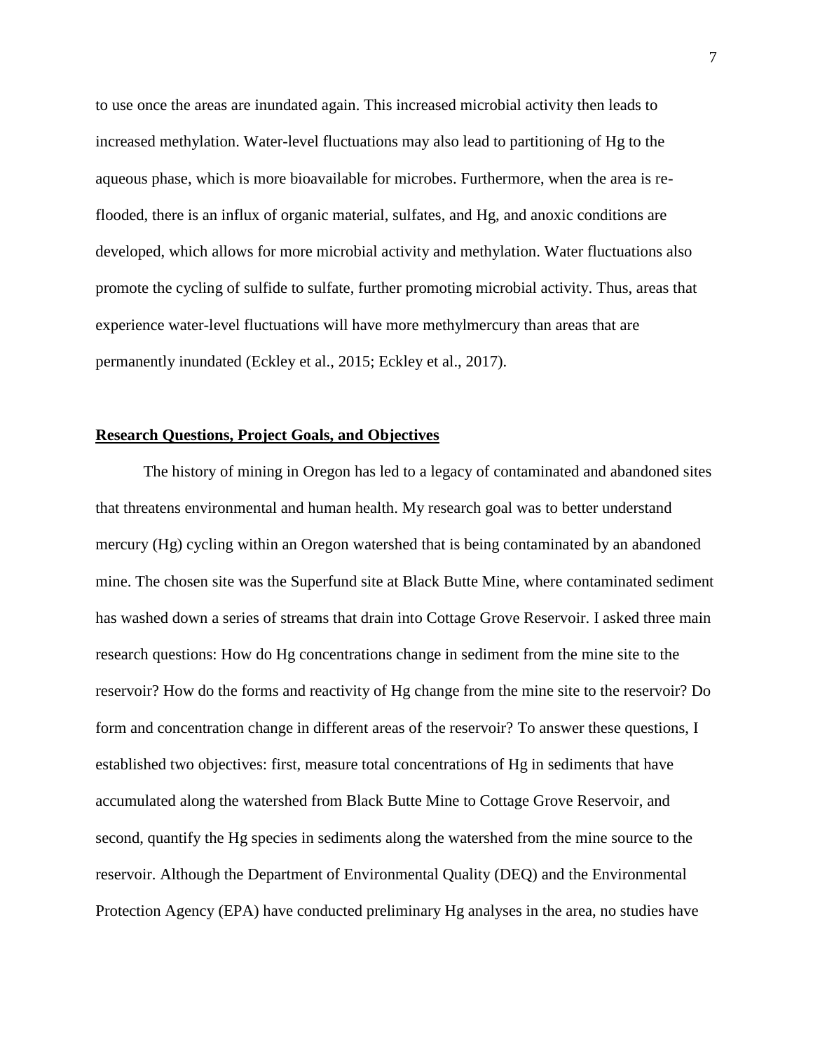to use once the areas are inundated again. This increased microbial activity then leads to increased methylation. Water-level fluctuations may also lead to partitioning of Hg to the aqueous phase, which is more bioavailable for microbes. Furthermore, when the area is re-flooded, there is an influx of organic material, sulfates, and Hg, and anoxic conditions are developed, which allows for more microbial activity and methylation. Water fluctuations also promote the cycling of sulfide to sulfate, further promoting microbial activity. Thus, areas that experience water-level fluctuations will have more methylmercury than areas that are permanently inundated (Eckley et al., 2015; Eckley et al., 2017).

## Research Questions, Project Goals, and Objectives

The history of mining in Oregon has led to a legacy of contaminated and abandoned sites that threatens environmental and human health. My research goal was to better understand mercury (Hg) cycling within an Oregon watershed that is being contaminated by an abandoned mine. The chosen site was the Superfund site at Black Butte Mine, where contaminated sediment has washed down a series of streams that drain into Cottage Grove Reservoir. I asked three main research questions: How do Hg concentrations change in sediment from the mine site to the reservoir? How do the forms and reactivity of Hg change from the mine site to the reservoir? Do form and concentration change in different areas of the reservoir? To answer these questions, I established two objectives: first, measure total concentrations of Hg in sediments that have accumulated along the watershed from Black Butte Mine to Cottage Grove Reservoir, and second, quantify the Hg species in sediments along the watershed from the mine source to the reservoir. Although the Department of Environmental Quality (DEQ) and the Environmental Protection Agency (EPA) have conducted preliminary Hg analyses in the area, no studies have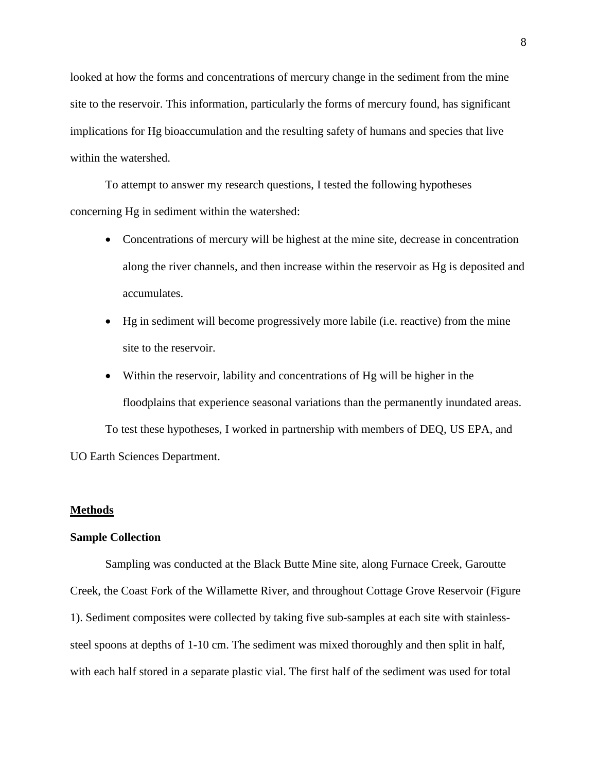looked at how the forms and concentrations of mercury change in the sediment from the mine site to the reservoir. This information, particularly the forms of mercury found, has significant implications for Hg bioaccumulation and the resulting safety of humans and species that live within the watershed.

To attempt to answer my research questions, I tested the following hypotheses concerning Hg in sediment within the watershed:

- Concentrations of mercury will be highest at the mine site, decrease in concentration along the river channels, and then increase within the reservoir as Hg is deposited and accumulates.
- Hg in sediment will become progressively more labile (i.e. reactive) from the mine site to the reservoir.
- Within the reservoir, lability and concentrations of Hg will be higher in the floodplains that experience seasonal variations than the permanently inundated areas.

To test these hypotheses, I worked in partnership with members of DEQ, US EPA, and UO Earth Sciences Department.

## Methods

### Sample Collection

Sampling was conducted at the Black Butte Mine site, along Furnace Creek, Garoutte Creek, the Coast Fork of the Willamette River, and throughout Cottage Grove Reservoir (Figure 1). Sediment composites were collected by taking five sub-samples at each site with stainless-steel spoons at depths of 1-10 cm. The sediment was mixed thoroughly and then split in half, with each half stored in a separate plastic vial. The first half of the sediment was used for total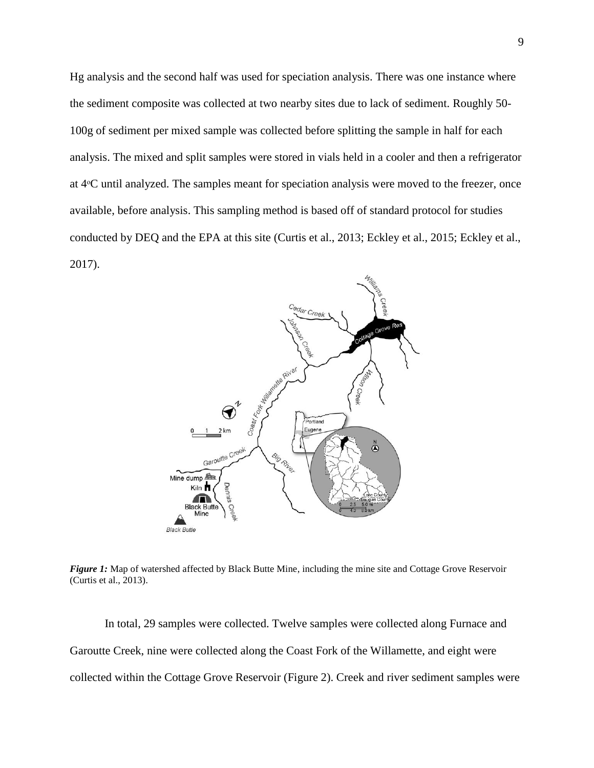Hg analysis and the second half was used for speciation analysis. There was one instance where the sediment composite was collected at two nearby sites due to lack of sediment. Roughly 50-100g of sediment per mixed sample was collected before splitting the sample in half for each analysis. The mixed and split samples were stored in vials held in a cooler and then a refrigerator at 4°C until analyzed. The samples meant for speciation analysis were moved to the freezer, once available, before analysis. This sampling method is based off of standard protocol for studies conducted by DEQ and the EPA at this site (Curtis et al., 2013; Eckley et al., 2015; Eckley et al., 2017).

***Figure 1:*** Map of watershed affected by Black Butte Mine, including the mine site and Cottage Grove Reservoir (Curtis et al., 2013).

In total, 29 samples were collected. Twelve samples were collected along Furnace and Garoutte Creek, nine were collected along the Coast Fork of the Willamette, and eight were collected within the Cottage Grove Reservoir (Figure 2). Creek and river sediment samples were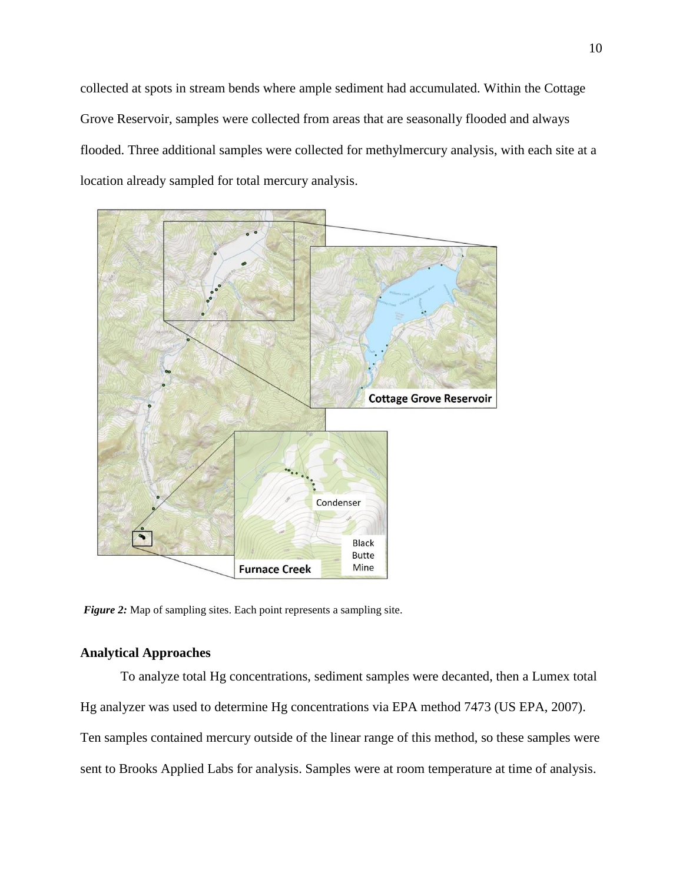collected at spots in stream bends where ample sediment had accumulated. Within the Cottage Grove Reservoir, samples were collected from areas that are seasonally flooded and always flooded. Three additional samples were collected for methylmercury analysis, with each site at a location already sampled for total mercury analysis.

*Figure 2:* Map of sampling sites. Each point represents a sampling site.

### Analytical Approaches

To analyze total Hg concentrations, sediment samples were decanted, then a Lumex total Hg analyzer was used to determine Hg concentrations via EPA method 7473 (US EPA, 2007). Ten samples contained mercury outside of the linear range of this method, so these samples were sent to Brooks Applied Labs for analysis. Samples were at room temperature at time of analysis.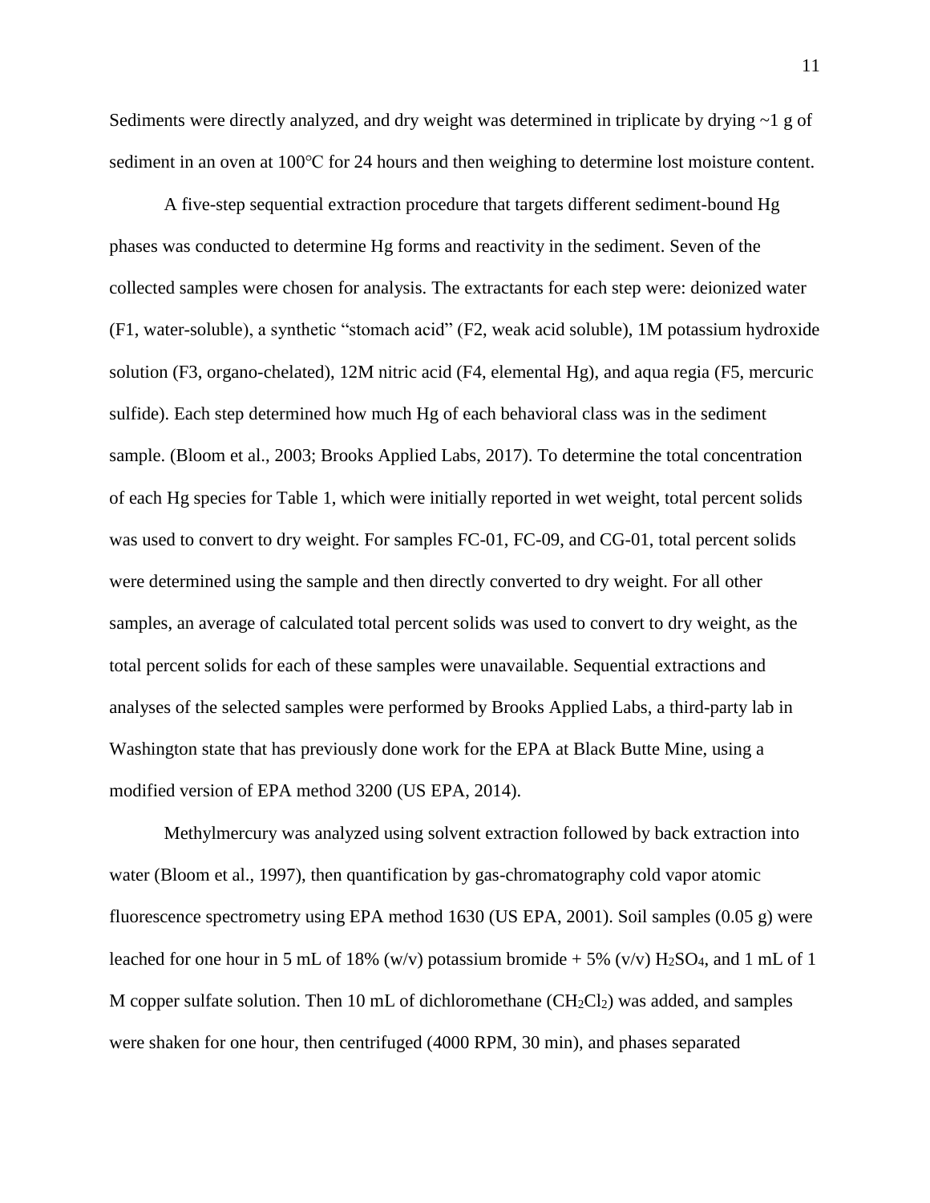Sediments were directly analyzed, and dry weight was determined in triplicate by drying ~1 g of sediment in an oven at 100°C for 24 hours and then weighing to determine lost moisture content.

A five-step sequential extraction procedure that targets different sediment-bound Hg phases was conducted to determine Hg forms and reactivity in the sediment. Seven of the collected samples were chosen for analysis. The extractants for each step were: deionized water (F1, water-soluble), a synthetic "stomach acid" (F2, weak acid soluble), 1M potassium hydroxide solution (F3, organo-chelated), 12M nitric acid (F4, elemental Hg), and aqua regia (F5, mercuric sulfide). Each step determined how much Hg of each behavioral class was in the sediment sample. (Bloom et al., 2003; Brooks Applied Labs, 2017). To determine the total concentration of each Hg species for Table 1, which were initially reported in wet weight, total percent solids was used to convert to dry weight. For samples FC-01, FC-09, and CG-01, total percent solids were determined using the sample and then directly converted to dry weight. For all other samples, an average of calculated total percent solids was used to convert to dry weight, as the total percent solids for each of these samples were unavailable. Sequential extractions and analyses of the selected samples were performed by Brooks Applied Labs, a third-party lab in Washington state that has previously done work for the EPA at Black Butte Mine, using a modified version of EPA method 3200 (US EPA, 2014).

Methylmercury was analyzed using solvent extraction followed by back extraction into water (Bloom et al., 1997), then quantification by gas-chromatography cold vapor atomic fluorescence spectrometry using EPA method 1630 (US EPA, 2001). Soil samples (0.05 g) were leached for one hour in 5 mL of 18% (w/v) potassium bromide + 5% (v/v) $H_2SO_4$, and 1 mL of 1 M copper sulfate solution. Then 10 mL of dichloromethane ($CH_2Cl_2$) was added, and samples were shaken for one hour, then centrifuged (4000 RPM, 30 min), and phases separated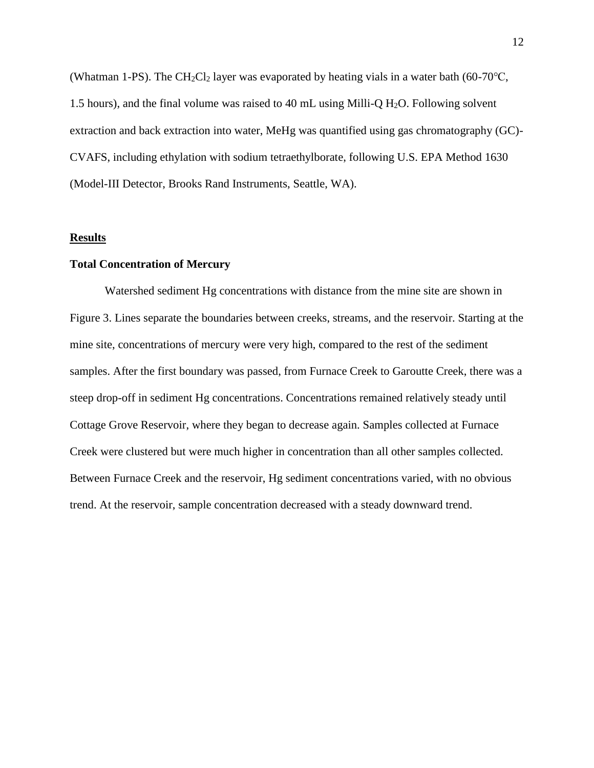(Whatman 1-PS). The $CH_2Cl_2$ layer was evaporated by heating vials in a water bath (60-70°C, 1.5 hours), and the final volume was raised to 40 mL using Milli-Q $H_2O$. Following solvent extraction and back extraction into water, MeHg was quantified using gas chromatography (GC)-CVAFS, including ethylation with sodium tetraethylborate, following U.S. EPA Method 1630 (Model-III Detector, Brooks Rand Instruments, Seattle, WA).

## Results

### Total Concentration of Mercury

Watershed sediment Hg concentrations with distance from the mine site are shown in Figure 3. Lines separate the boundaries between creeks, streams, and the reservoir. Starting at the mine site, concentrations of mercury were very high, compared to the rest of the sediment samples. After the first boundary was passed, from Furnace Creek to Garoutte Creek, there was a steep drop-off in sediment Hg concentrations. Concentrations remained relatively steady until Cottage Grove Reservoir, where they began to decrease again. Samples collected at Furnace Creek were clustered but were much higher in concentration than all other samples collected. Between Furnace Creek and the reservoir, Hg sediment concentrations varied, with no obvious trend. At the reservoir, sample concentration decreased with a steady downward trend.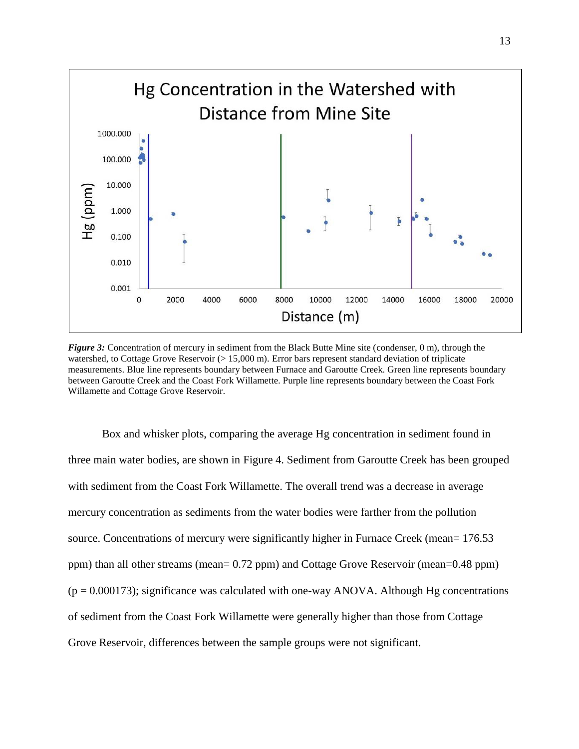*Figure 3:* Concentration of mercury in sediment from the Black Butte Mine site (condenser, 0 m), through the watershed, to Cottage Grove Reservoir (> 15,000 m). Error bars represent standard deviation of triplicate measurements. Blue line represents boundary between Furnace and Garoutte Creek. Green line represents boundary between Garoutte Creek and the Coast Fork Willamette. Purple line represents boundary between the Coast Fork Willamette and Cottage Grove Reservoir.

Box and whisker plots, comparing the average Hg concentration in sediment found in three main water bodies, are shown in Figure 4. Sediment from Garoutte Creek has been grouped with sediment from the Coast Fork Willamette. The overall trend was a decrease in average mercury concentration as sediments from the water bodies were farther from the pollution source. Concentrations of mercury were significantly higher in Furnace Creek (mean= 176.53 ppm) than all other streams (mean= 0.72 ppm) and Cottage Grove Reservoir (mean=0.48 ppm) ($p = 0.000173$); significance was calculated with one-way ANOVA. Although Hg concentrations of sediment from the Coast Fork Willamette were generally higher than those from Cottage Grove Reservoir, differences between the sample groups were not significant.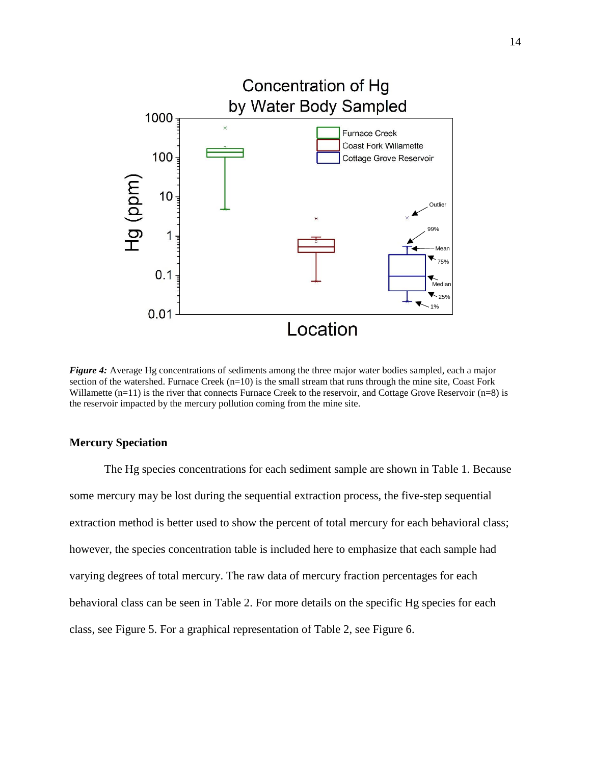*Figure 4:* Average Hg concentrations of sediments among the three major water bodies sampled, each a major section of the watershed. Furnace Creek (n=10) is the small stream that runs through the mine site, Coast Fork Willamette (n=11) is the river that connects Furnace Creek to the reservoir, and Cottage Grove Reservoir (n=8) is the reservoir impacted by the mercury pollution coming from the mine site.

### Mercury Speciation

The Hg species concentrations for each sediment sample are shown in Table 1. Because some mercury may be lost during the sequential extraction process, the five-step sequential extraction method is better used to show the percent of total mercury for each behavioral class; however, the species concentration table is included here to emphasize that each sample had varying degrees of total mercury. The raw data of mercury fraction percentages for each behavioral class can be seen in Table 2. For more details on the specific Hg species for each class, see Figure 5. For a graphical representation of Table 2, see Figure 6.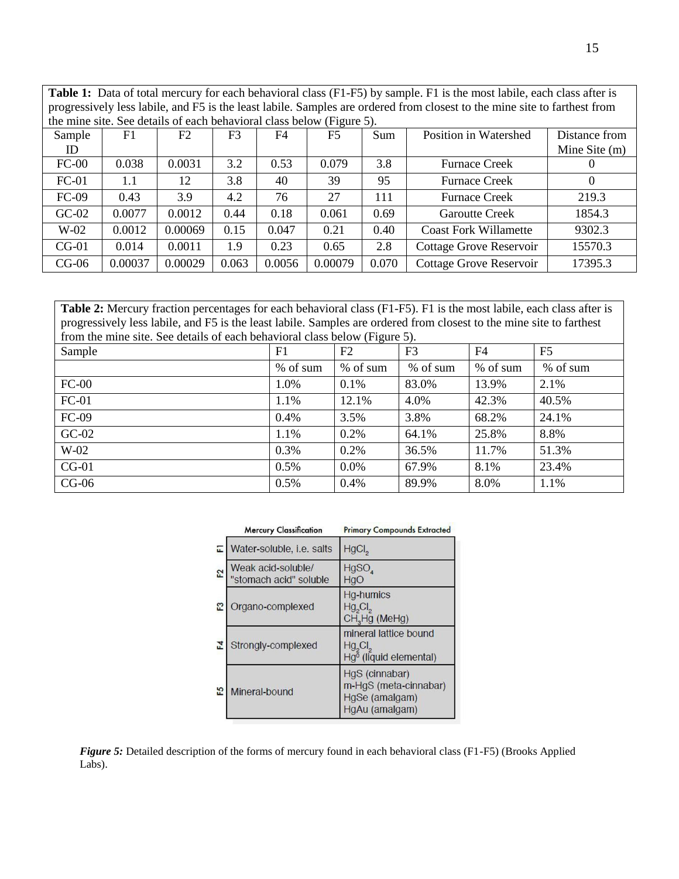**Table 1:** Data of total mercury for each behavioral class (F1-F5) by sample. F1 is the most labile, each class after is progressively less labile, and F5 is the least labile. Samples are ordered from closest to the mine site to farthest from the mine site. See details of each behavioral class below (Figure 5).

| Sample ID | F1 | F2 | F3 | F4 | F5 | Sum | Position in Watershed | Distance from Mine Site (m) |
|---|---|---|---|---|---|---|---|---|
| FC-00 | 0.038 | 0.0031 | 3.2 | 0.53 | 0.079 | 3.8 | Furnace Creek | 0 |
| FC-01 | 1.1 | 12 | 3.8 | 40 | 39 | 95 | Furnace Creek | 0 |
| FC-09 | 0.43 | 3.9 | 4.2 | 76 | 27 | 111 | Furnace Creek | 219.3 |
| GC-02 | 0.0077 | 0.0012 | 0.44 | 0.18 | 0.061 | 0.69 | Garoutte Creek | 1854.3 |
| W-02 | 0.0012 | 0.00069 | 0.15 | 0.047 | 0.21 | 0.40 | Coast Fork Willamette | 9302.3 |
| CG-01 | 0.014 | 0.0011 | 1.9 | 0.23 | 0.65 | 2.8 | Cottage Grove Reservoir | 15570.3 |
| CG-06 | 0.00037 | 0.00029 | 0.063 | 0.0056 | 0.00079 | 0.070 | Cottage Grove Reservoir | 17395.3 |

**Table 2:** Mercury fraction percentages for each behavioral class (F1-F5). F1 is the most labile, each class after is progressively less labile, and F5 is the least labile. Samples are ordered from closest to the mine site to farthest from the mine site. See details of each behavioral class below (Figure 5).

| Sample | F1 | F2 | F3 | F4 | F5 |
|---|---|---|---|---|---|
| | % of sum | % of sum | % of sum | % of sum | % of sum |
| FC-00 | 1.0% | 0.1% | 83.0% | 13.9% | 2.1% |
| FC-01 | 1.1% | 12.1% | 4.0% | 42.3% | 40.5% |
| FC-09 | 0.4% | 3.5% | 3.8% | 68.2% | 24.1% |
| GC-02 | 1.1% | 0.2% | 64.1% | 25.8% | 8.8% |
| W-02 | 0.3% | 0.2% | 36.5% | 11.7% | 51.3% |
| CG-01 | 0.5% | 0.0% | 67.9% | 8.1% | 23.4% |
| CG-06 | 0.5% | 0.4% | 89.9% | 8.0% | 1.1% |

| | Mercury Classification | Primary Compounds Extracted |
|---|---|---|
| F1 | Water-soluble, i.e. salts | $HgCl_2$ |
| F2 | Weak acid-soluble/ "stomach acid" soluble | $HgSO_4$ HgO |
| F3 | Organo-complexed | Hg-humics $Hg_2Cl_2$ $CH_3Hg$ (MeHg) |
| F4 | Strongly-complexed | mineral lattice bound $Hg_2Cl_2$ $Hg^0$ (liquid elemental) |
| F5 | Mineral-bound | HgS (cinnabar) m-HgS (meta-cinnabar) HgSe (amalgam) HgAu (amalgam) |

***Figure 5:*** Detailed description of the forms of mercury found in each behavioral class (F1-F5) (Brooks Applied Labs).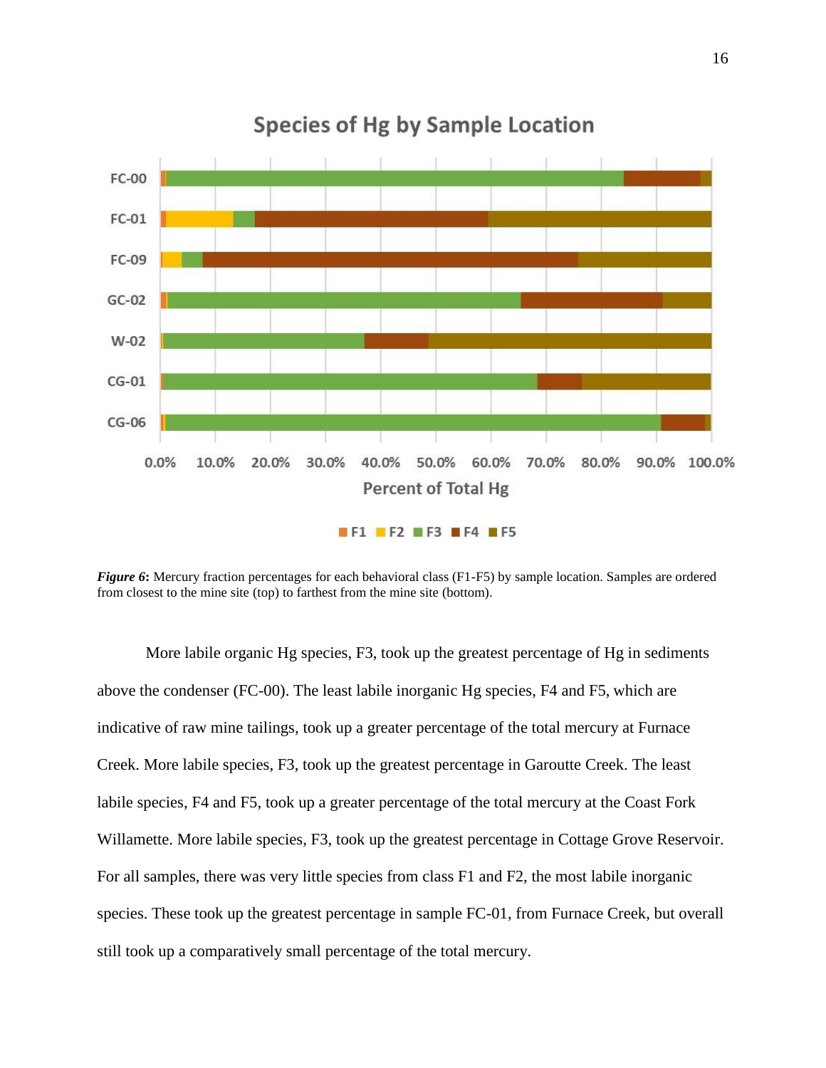***Figure 6*:** Mercury fraction percentages for each behavioral class (F1-F5) by sample location. Samples are ordered from closest to the mine site (top) to farthest from the mine site (bottom).

More labile organic Hg species, F3, took up the greatest percentage of Hg in sediments above the condenser (FC-00). The least labile inorganic Hg species, F4 and F5, which are indicative of raw mine tailings, took up a greater percentage of the total mercury at Furnace Creek. More labile species, F3, took up the greatest percentage in Garoutte Creek. The least labile species, F4 and F5, took up a greater percentage of the total mercury at the Coast Fork Willamette. More labile species, F3, took up the greatest percentage in Cottage Grove Reservoir. For all samples, there was very little species from class F1 and F2, the most labile inorganic species. These took up the greatest percentage in sample FC-01, from Furnace Creek, but overall still took up a comparatively small percentage of the total mercury.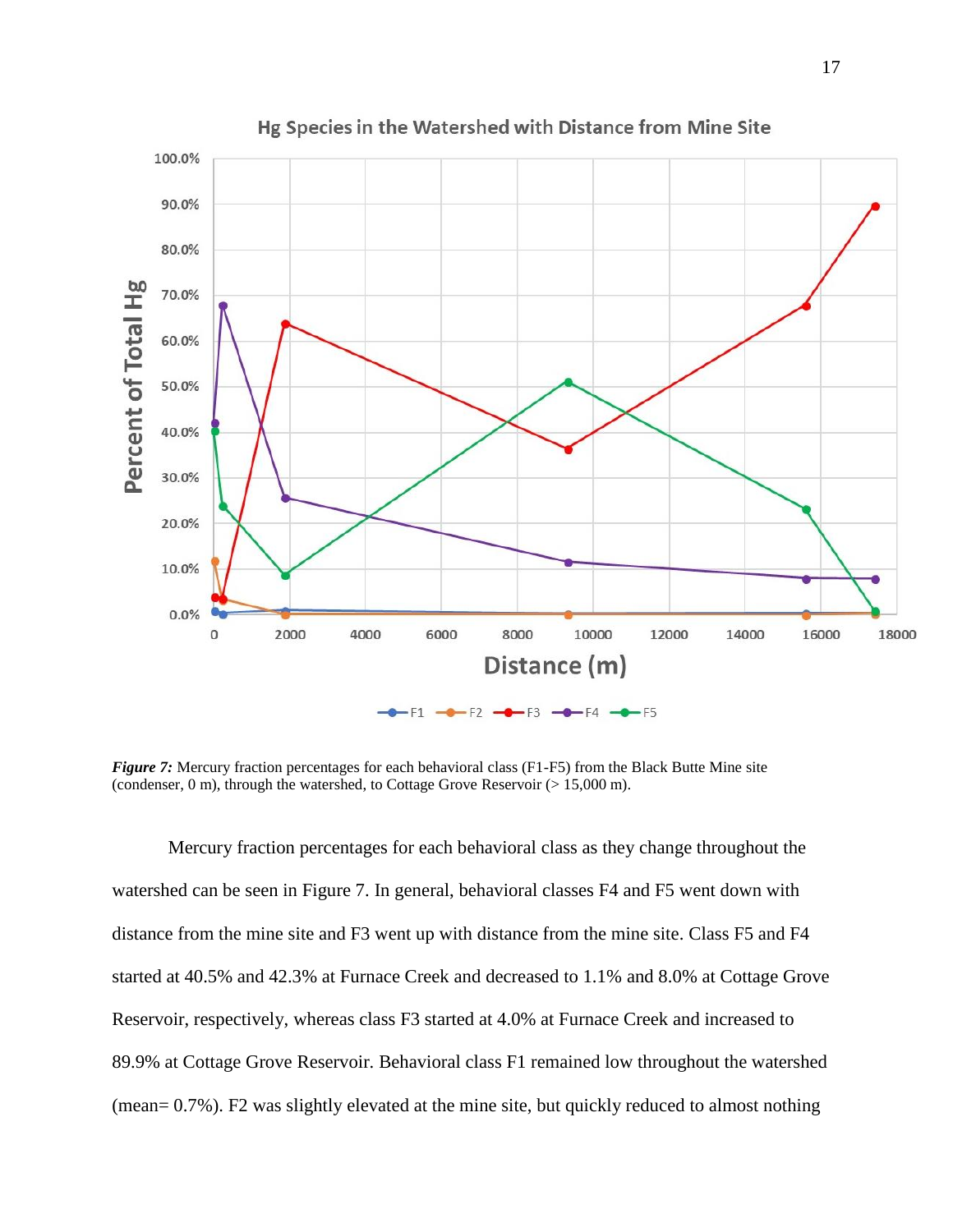*Figure 7:* Mercury fraction percentages for each behavioral class (F1-F5) from the Black Butte Mine site (condenser, 0 m), through the watershed, to Cottage Grove Reservoir (> 15,000 m).

Mercury fraction percentages for each behavioral class as they change throughout the watershed can be seen in Figure 7. In general, behavioral classes F4 and F5 went down with distance from the mine site and F3 went up with distance from the mine site. Class F5 and F4 started at 40.5% and 42.3% at Furnace Creek and decreased to 1.1% and 8.0% at Cottage Grove Reservoir, respectively, whereas class F3 started at 4.0% at Furnace Creek and increased to 89.9% at Cottage Grove Reservoir. Behavioral class F1 remained low throughout the watershed (mean= 0.7%). F2 was slightly elevated at the mine site, but quickly reduced to almost nothing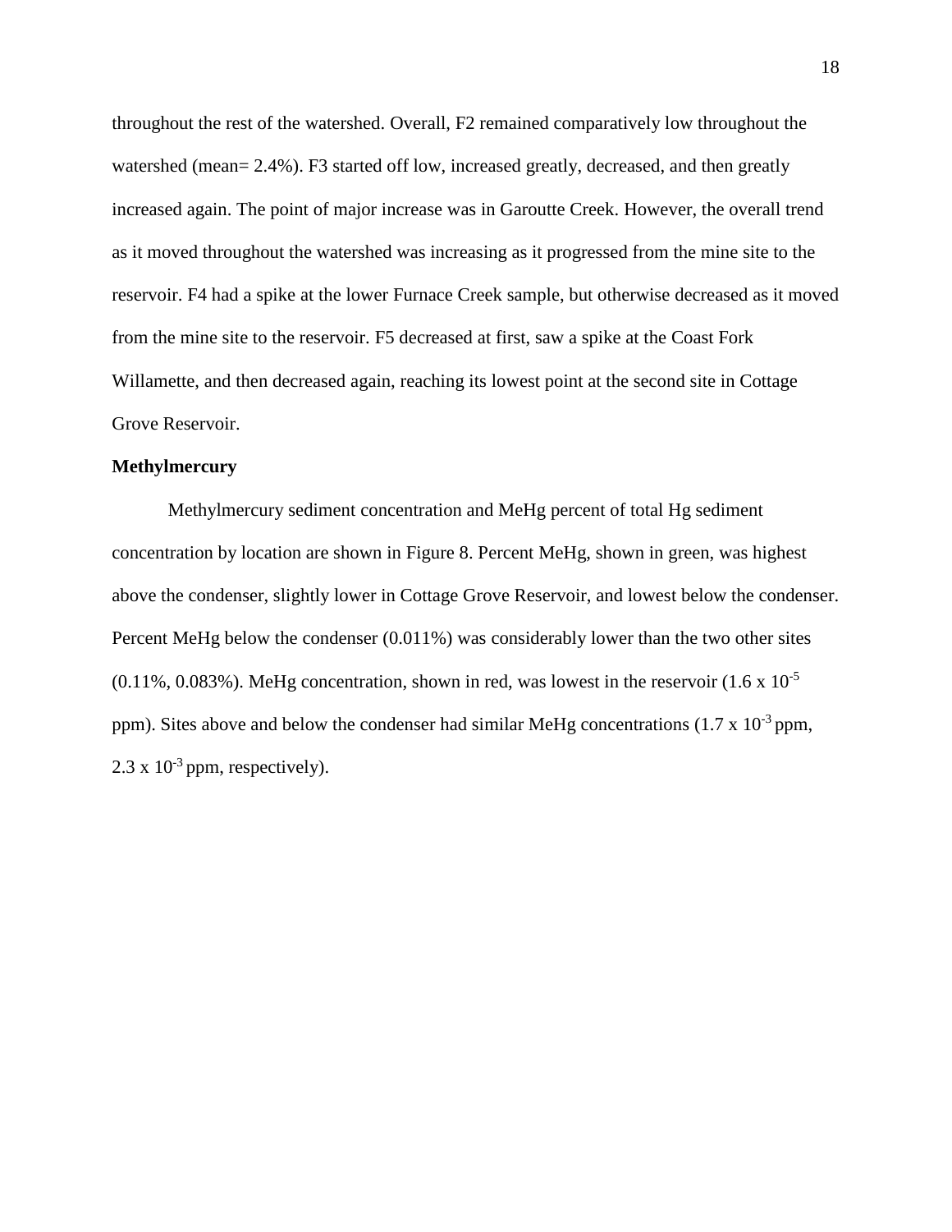throughout the rest of the watershed. Overall, F2 remained comparatively low throughout the watershed (mean= 2.4%). F3 started off low, increased greatly, decreased, and then greatly increased again. The point of major increase was in Garoutte Creek. However, the overall trend as it moved throughout the watershed was increasing as it progressed from the mine site to the reservoir. F4 had a spike at the lower Furnace Creek sample, but otherwise decreased as it moved from the mine site to the reservoir. F5 decreased at first, saw a spike at the Coast Fork Willamette, and then decreased again, reaching its lowest point at the second site in Cottage Grove Reservoir.

**Methylmercury**

Methylmercury sediment concentration and MeHg percent of total Hg sediment concentration by location are shown in Figure 8. Percent MeHg, shown in green, was highest above the condenser, slightly lower in Cottage Grove Reservoir, and lowest below the condenser. Percent MeHg below the condenser (0.011%) was considerably lower than the two other sites (0.11%, 0.083%). MeHg concentration, shown in red, was lowest in the reservoir ($1.6 \times 10^{-5}$ ppm). Sites above and below the condenser had similar MeHg concentrations ($1.7 \times 10^{-3}$ ppm, $2.3 \times 10^{-3}$ ppm, respectively).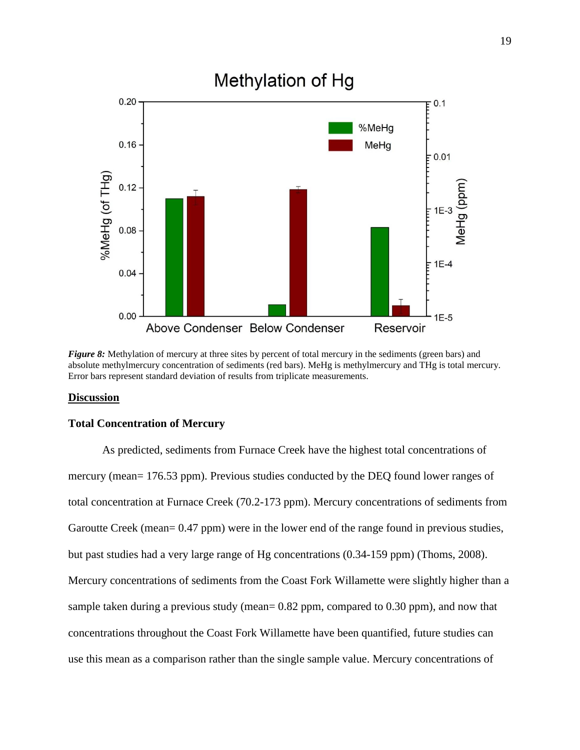***Figure 8:*** Methylation of mercury at three sites by percent of total mercury in the sediments (green bars) and absolute methylmercury concentration of sediments (red bars). MeHg is methylmercury and THg is total mercury. Error bars represent standard deviation of results from triplicate measurements.

## Discussion

### Total Concentration of Mercury

As predicted, sediments from Furnace Creek have the highest total concentrations of mercury (mean= 176.53 ppm). Previous studies conducted by the DEQ found lower ranges of total concentration at Furnace Creek (70.2-173 ppm). Mercury concentrations of sediments from Garoutte Creek (mean= 0.47 ppm) were in the lower end of the range found in previous studies, but past studies had a very large range of Hg concentrations (0.34-159 ppm) (Thoms, 2008). Mercury concentrations of sediments from the Coast Fork Willamette were slightly higher than a sample taken during a previous study (mean= 0.82 ppm, compared to 0.30 ppm), and now that concentrations throughout the Coast Fork Willamette have been quantified, future studies can use this mean as a comparison rather than the single sample value. Mercury concentrations of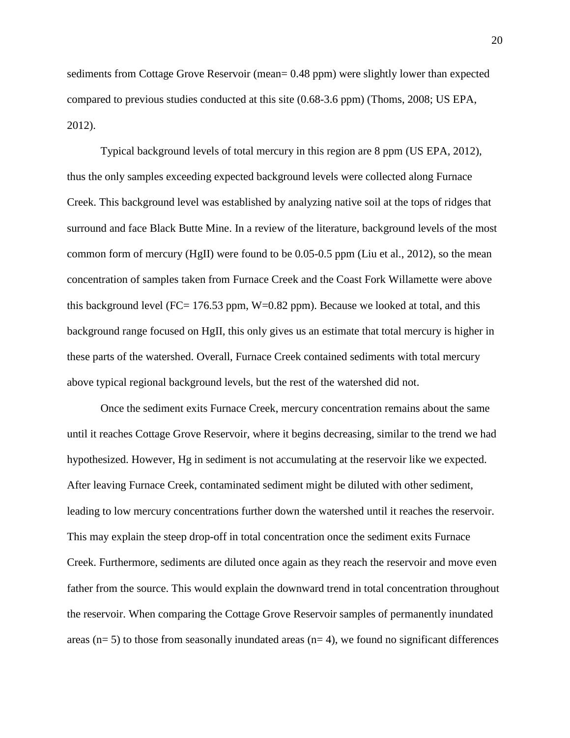sediments from Cottage Grove Reservoir (mean= 0.48 ppm) were slightly lower than expected compared to previous studies conducted at this site (0.68-3.6 ppm) (Thoms, 2008; US EPA, 2012).

Typical background levels of total mercury in this region are 8 ppm (US EPA, 2012), thus the only samples exceeding expected background levels were collected along Furnace Creek. This background level was established by analyzing native soil at the tops of ridges that surround and face Black Butte Mine. In a review of the literature, background levels of the most common form of mercury (HgII) were found to be 0.05-0.5 ppm (Liu et al., 2012), so the mean concentration of samples taken from Furnace Creek and the Coast Fork Willamette were above this background level (FC= 176.53 ppm, W=0.82 ppm). Because we looked at total, and this background range focused on HgII, this only gives us an estimate that total mercury is higher in these parts of the watershed. Overall, Furnace Creek contained sediments with total mercury above typical regional background levels, but the rest of the watershed did not.

Once the sediment exits Furnace Creek, mercury concentration remains about the same until it reaches Cottage Grove Reservoir, where it begins decreasing, similar to the trend we had hypothesized. However, Hg in sediment is not accumulating at the reservoir like we expected. After leaving Furnace Creek, contaminated sediment might be diluted with other sediment, leading to low mercury concentrations further down the watershed until it reaches the reservoir. This may explain the steep drop-off in total concentration once the sediment exits Furnace Creek. Furthermore, sediments are diluted once again as they reach the reservoir and move even father from the source. This would explain the downward trend in total concentration throughout the reservoir. When comparing the Cottage Grove Reservoir samples of permanently inundated areas (n= 5) to those from seasonally inundated areas (n= 4), we found no significant differences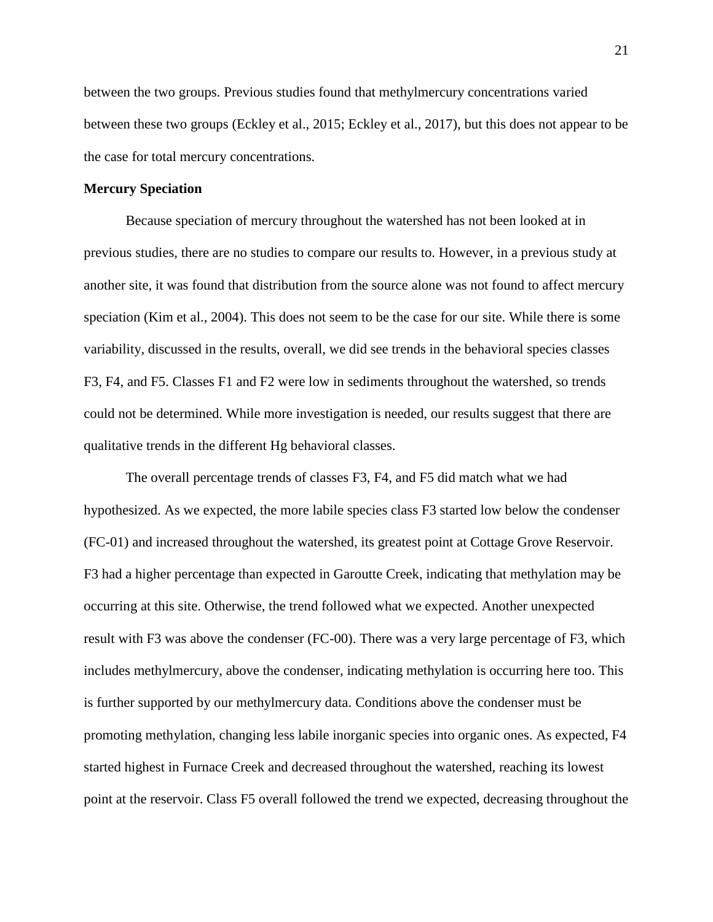between the two groups. Previous studies found that methylmercury concentrations varied between these two groups (Eckley et al., 2015; Eckley et al., 2017), but this does not appear to be the case for total mercury concentrations.

**Mercury Speciation**

Because speciation of mercury throughout the watershed has not been looked at in previous studies, there are no studies to compare our results to. However, in a previous study at another site, it was found that distribution from the source alone was not found to affect mercury speciation (Kim et al., 2004). This does not seem to be the case for our site. While there is some variability, discussed in the results, overall, we did see trends in the behavioral species classes F3, F4, and F5. Classes F1 and F2 were low in sediments throughout the watershed, so trends could not be determined. While more investigation is needed, our results suggest that there are qualitative trends in the different Hg behavioral classes.

The overall percentage trends of classes F3, F4, and F5 did match what we had hypothesized. As we expected, the more labile species class F3 started low below the condenser (FC-01) and increased throughout the watershed, its greatest point at Cottage Grove Reservoir. F3 had a higher percentage than expected in Garoutte Creek, indicating that methylation may be occurring at this site. Otherwise, the trend followed what we expected. Another unexpected result with F3 was above the condenser (FC-00). There was a very large percentage of F3, which includes methylmercury, above the condenser, indicating methylation is occurring here too. This is further supported by our methylmercury data. Conditions above the condenser must be promoting methylation, changing less labile inorganic species into organic ones. As expected, F4 started highest in Furnace Creek and decreased throughout the watershed, reaching its lowest point at the reservoir. Class F5 overall followed the trend we expected, decreasing throughout the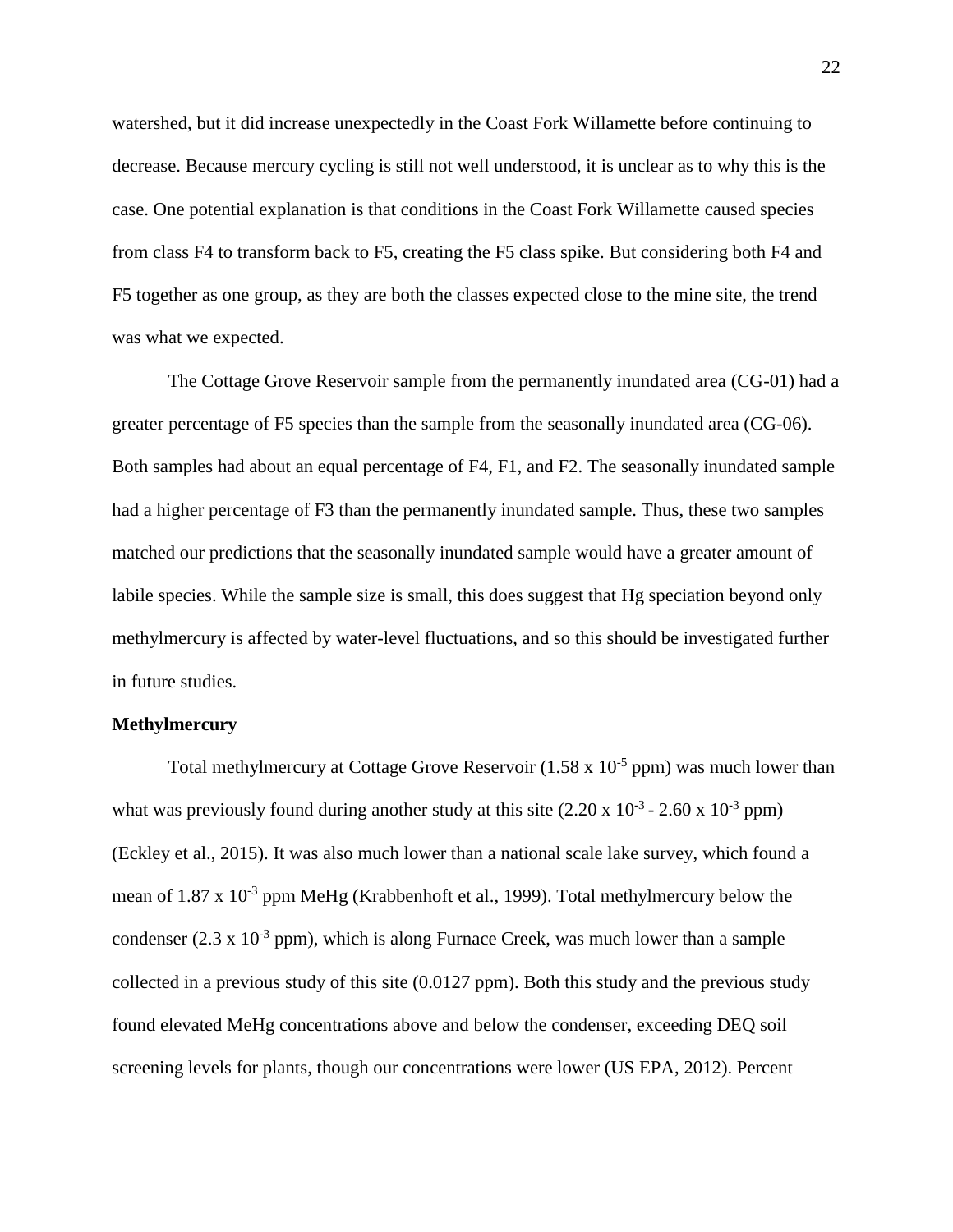watershed, but it did increase unexpectedly in the Coast Fork Willamette before continuing to decrease. Because mercury cycling is still not well understood, it is unclear as to why this is the case. One potential explanation is that conditions in the Coast Fork Willamette caused species from class F4 to transform back to F5, creating the F5 class spike. But considering both F4 and F5 together as one group, as they are both the classes expected close to the mine site, the trend was what we expected.

The Cottage Grove Reservoir sample from the permanently inundated area (CG-01) had a greater percentage of F5 species than the sample from the seasonally inundated area (CG-06). Both samples had about an equal percentage of F4, F1, and F2. The seasonally inundated sample had a higher percentage of F3 than the permanently inundated sample. Thus, these two samples matched our predictions that the seasonally inundated sample would have a greater amount of labile species. While the sample size is small, this does suggest that Hg speciation beyond only methylmercury is affected by water-level fluctuations, and so this should be investigated further in future studies.

**Methylmercury**

Total methylmercury at Cottage Grove Reservoir ($1.58 \times 10^{-5}$ ppm) was much lower than what was previously found during another study at this site ($2.20 \times 10^{-3}$ - $2.60 \times 10^{-3}$ ppm) (Eckley et al., 2015). It was also much lower than a national scale lake survey, which found a mean of $1.87 \times 10^{-3}$ ppm MeHg (Krabbenhoft et al., 1999). Total methylmercury below the condenser ($2.3 \times 10^{-3}$ ppm), which is along Furnace Creek, was much lower than a sample collected in a previous study of this site (0.0127 ppm). Both this study and the previous study found elevated MeHg concentrations above and below the condenser, exceeding DEQ soil screening levels for plants, though our concentrations were lower (US EPA, 2012). Percent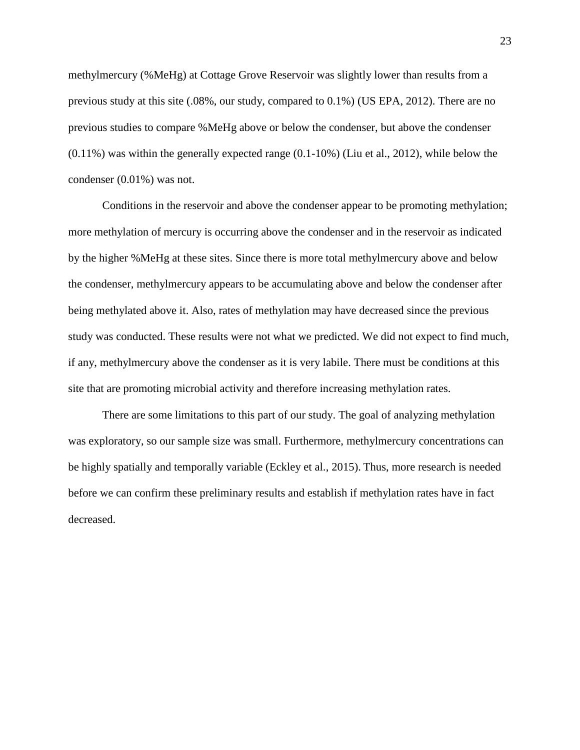methylmercury (%MeHg) at Cottage Grove Reservoir was slightly lower than results from a previous study at this site (.08%, our study, compared to 0.1%) (US EPA, 2012). There are no previous studies to compare %MeHg above or below the condenser, but above the condenser (0.11%) was within the generally expected range (0.1-10%) (Liu et al., 2012), while below the condenser (0.01%) was not.

Conditions in the reservoir and above the condenser appear to be promoting methylation; more methylation of mercury is occurring above the condenser and in the reservoir as indicated by the higher %MeHg at these sites. Since there is more total methylmercury above and below the condenser, methylmercury appears to be accumulating above and below the condenser after being methylated above it. Also, rates of methylation may have decreased since the previous study was conducted. These results were not what we predicted. We did not expect to find much, if any, methylmercury above the condenser as it is very labile. There must be conditions at this site that are promoting microbial activity and therefore increasing methylation rates.

There are some limitations to this part of our study. The goal of analyzing methylation was exploratory, so our sample size was small. Furthermore, methylmercury concentrations can be highly spatially and temporally variable (Eckley et al., 2015). Thus, more research is needed before we can confirm these preliminary results and establish if methylation rates have in fact decreased.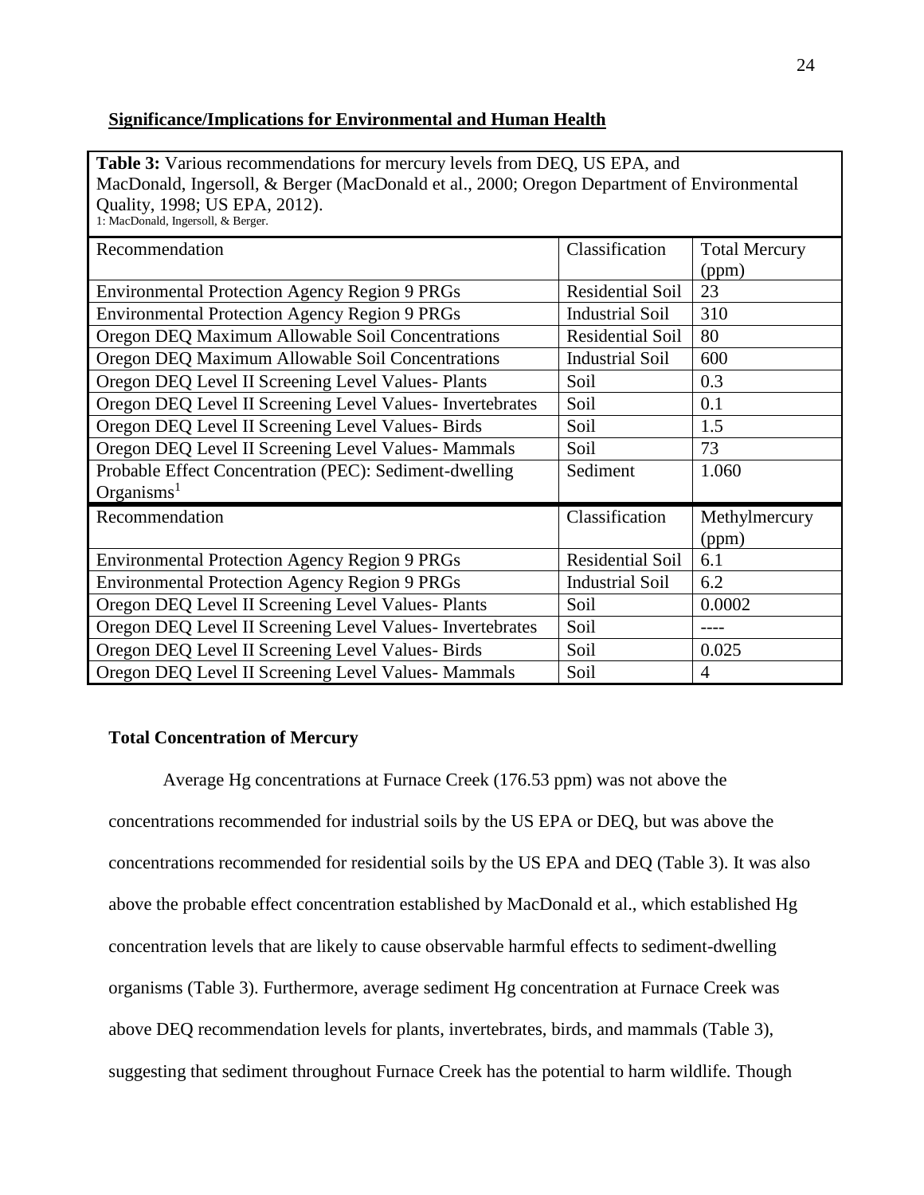## Significance/Implications for Environmental and Human Health

**Table 3:** Various recommendations for mercury levels from DEQ, US EPA, and MacDonald, Ingersoll, & Berger (MacDonald et al., 2000; Oregon Department of Environmental Quality, 1998; US EPA, 2012).
1: MacDonald, Ingersoll, & Berger.

| Recommendation | Classification | Total Mercury (ppm) |
|---|---|---|
| Environmental Protection Agency Region 9 PRGs | Residential Soil | 23 |
| Environmental Protection Agency Region 9 PRGs | Industrial Soil | 310 |
| Oregon DEQ Maximum Allowable Soil Concentrations | Residential Soil | 80 |
| Oregon DEQ Maximum Allowable Soil Concentrations | Industrial Soil | 600 |
| Oregon DEQ Level II Screening Level Values- Plants | Soil | 0.3 |
| Oregon DEQ Level II Screening Level Values- Invertebrates | Soil | 0.1 |
| Oregon DEQ Level II Screening Level Values- Birds | Soil | 1.5 |
| Oregon DEQ Level II Screening Level Values- Mammals | Soil | 73 |
| Probable Effect Concentration (PEC): Sediment-dwelling Organisms[1] | Sediment | 1.060 |
| **Recommendation** | **Classification** | **Methylmercury (ppm)** |
| Environmental Protection Agency Region 9 PRGs | Residential Soil | 6.1 |
| Environmental Protection Agency Region 9 PRGs | Industrial Soil | 6.2 |
| Oregon DEQ Level II Screening Level Values- Plants | Soil | 0.0002 |
| Oregon DEQ Level II Screening Level Values- Invertebrates | Soil | ---- |
| Oregon DEQ Level II Screening Level Values- Birds | Soil | 0.025 |
| Oregon DEQ Level II Screening Level Values- Mammals | Soil | 4 |

### Total Concentration of Mercury

Average Hg concentrations at Furnace Creek (176.53 ppm) was not above the concentrations recommended for industrial soils by the US EPA or DEQ, but was above the concentrations recommended for residential soils by the US EPA and DEQ (Table 3). It was also above the probable effect concentration established by MacDonald et al., which established Hg concentration levels that are likely to cause observable harmful effects to sediment-dwelling organisms (Table 3). Furthermore, average sediment Hg concentration at Furnace Creek was above DEQ recommendation levels for plants, invertebrates, birds, and mammals (Table 3), suggesting that sediment throughout Furnace Creek has the potential to harm wildlife. Though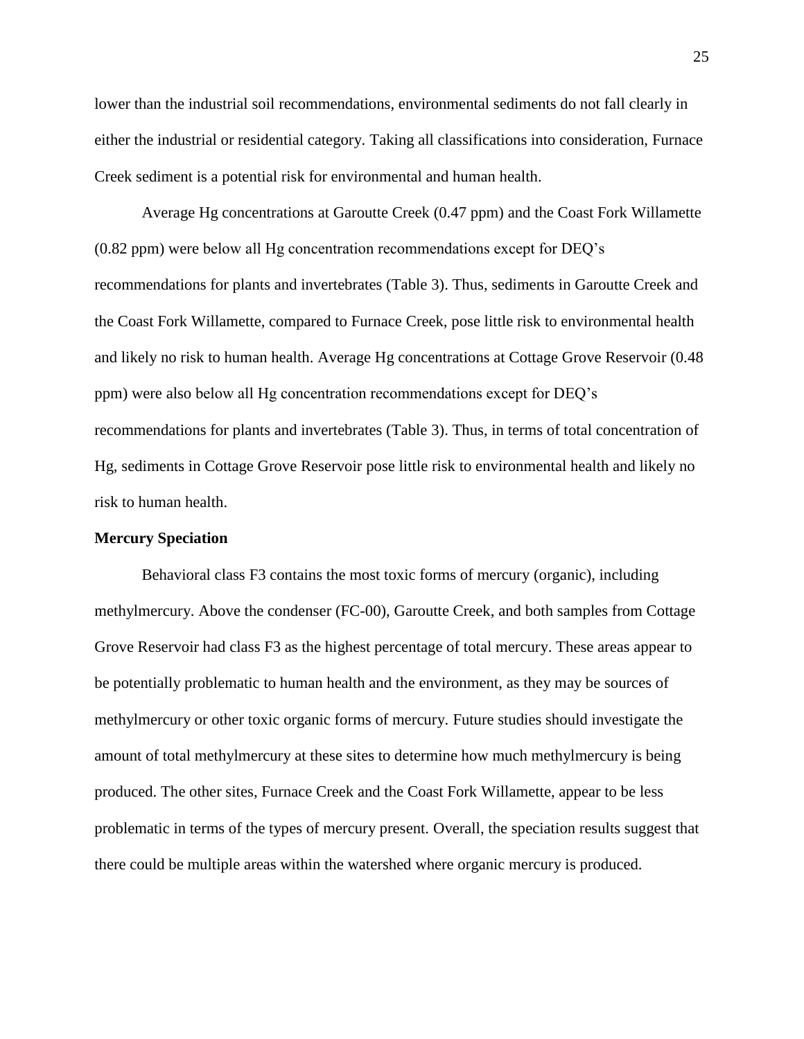lower than the industrial soil recommendations, environmental sediments do not fall clearly in either the industrial or residential category. Taking all classifications into consideration, Furnace Creek sediment is a potential risk for environmental and human health.

Average Hg concentrations at Garoutte Creek (0.47 ppm) and the Coast Fork Willamette (0.82 ppm) were below all Hg concentration recommendations except for DEQ's recommendations for plants and invertebrates (Table 3). Thus, sediments in Garoutte Creek and the Coast Fork Willamette, compared to Furnace Creek, pose little risk to environmental health and likely no risk to human health. Average Hg concentrations at Cottage Grove Reservoir (0.48 ppm) were also below all Hg concentration recommendations except for DEQ's recommendations for plants and invertebrates (Table 3). Thus, in terms of total concentration of Hg, sediments in Cottage Grove Reservoir pose little risk to environmental health and likely no risk to human health.

**Mercury Speciation**

Behavioral class F3 contains the most toxic forms of mercury (organic), including methylmercury. Above the condenser (FC-00), Garoutte Creek, and both samples from Cottage Grove Reservoir had class F3 as the highest percentage of total mercury. These areas appear to be potentially problematic to human health and the environment, as they may be sources of methylmercury or other toxic organic forms of mercury. Future studies should investigate the amount of total methylmercury at these sites to determine how much methylmercury is being produced. The other sites, Furnace Creek and the Coast Fork Willamette, appear to be less problematic in terms of the types of mercury present. Overall, the speciation results suggest that there could be multiple areas within the watershed where organic mercury is produced.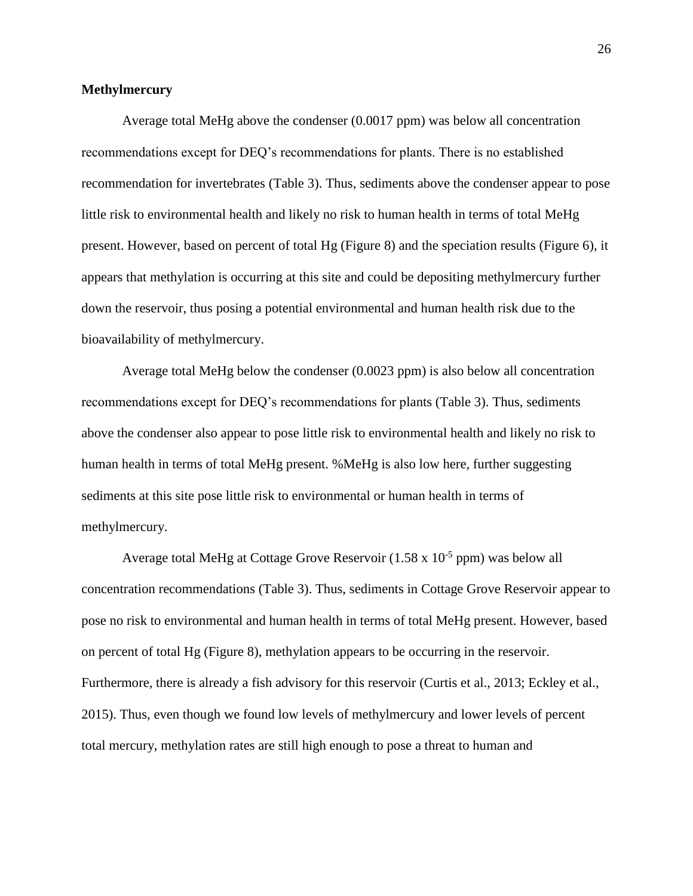**Methylmercury**

Average total MeHg above the condenser (0.0017 ppm) was below all concentration recommendations except for DEQ's recommendations for plants. There is no established recommendation for invertebrates (Table 3). Thus, sediments above the condenser appear to pose little risk to environmental health and likely no risk to human health in terms of total MeHg present. However, based on percent of total Hg (Figure 8) and the speciation results (Figure 6), it appears that methylation is occurring at this site and could be depositing methylmercury further down the reservoir, thus posing a potential environmental and human health risk due to the bioavailability of methylmercury.

Average total MeHg below the condenser (0.0023 ppm) is also below all concentration recommendations except for DEQ's recommendations for plants (Table 3). Thus, sediments above the condenser also appear to pose little risk to environmental health and likely no risk to human health in terms of total MeHg present. %MeHg is also low here, further suggesting sediments at this site pose little risk to environmental or human health in terms of methylmercury.

Average total MeHg at Cottage Grove Reservoir ($1.58 \times 10^{-5}$ ppm) was below all concentration recommendations (Table 3). Thus, sediments in Cottage Grove Reservoir appear to pose no risk to environmental and human health in terms of total MeHg present. However, based on percent of total Hg (Figure 8), methylation appears to be occurring in the reservoir. Furthermore, there is already a fish advisory for this reservoir (Curtis et al., 2013; Eckley et al., 2015). Thus, even though we found low levels of methylmercury and lower levels of percent total mercury, methylation rates are still high enough to pose a threat to human and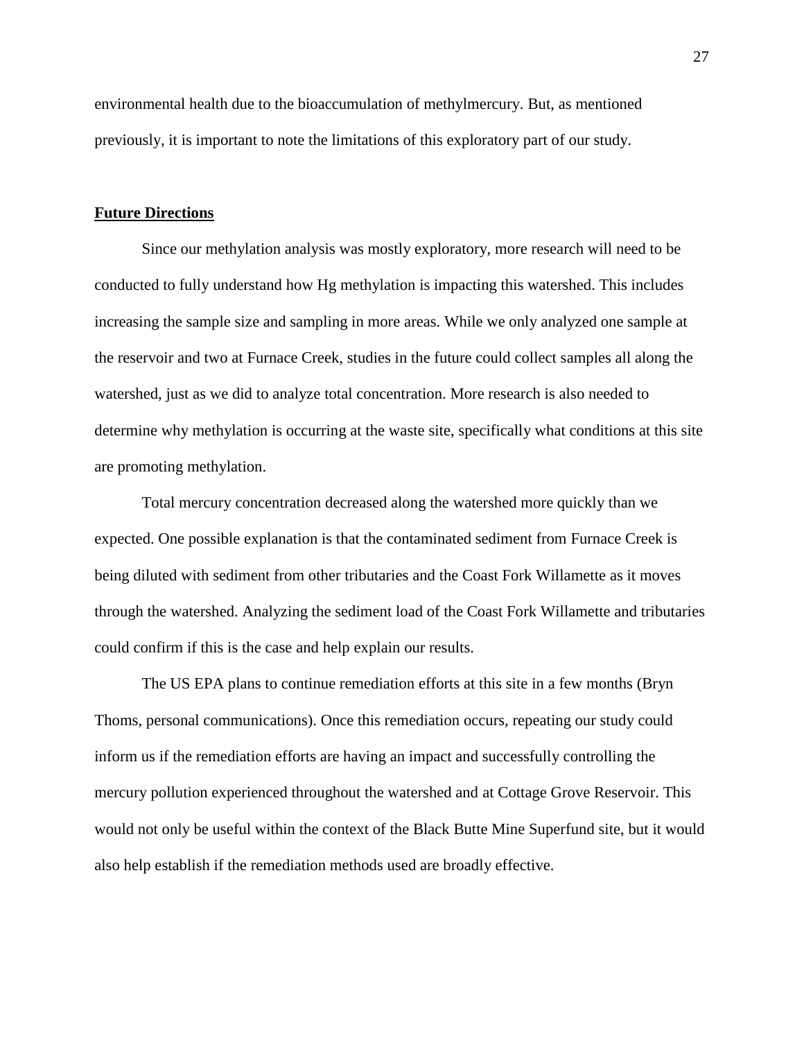environmental health due to the bioaccumulation of methylmercury. But, as mentioned previously, it is important to note the limitations of this exploratory part of our study.

## **Future Directions**

Since our methylation analysis was mostly exploratory, more research will need to be conducted to fully understand how Hg methylation is impacting this watershed. This includes increasing the sample size and sampling in more areas. While we only analyzed one sample at the reservoir and two at Furnace Creek, studies in the future could collect samples all along the watershed, just as we did to analyze total concentration. More research is also needed to determine why methylation is occurring at the waste site, specifically what conditions at this site are promoting methylation.

Total mercury concentration decreased along the watershed more quickly than we expected. One possible explanation is that the contaminated sediment from Furnace Creek is being diluted with sediment from other tributaries and the Coast Fork Willamette as it moves through the watershed. Analyzing the sediment load of the Coast Fork Willamette and tributaries could confirm if this is the case and help explain our results.

The US EPA plans to continue remediation efforts at this site in a few months (Bryn Thoms, personal communications). Once this remediation occurs, repeating our study could inform us if the remediation efforts are having an impact and successfully controlling the mercury pollution experienced throughout the watershed and at Cottage Grove Reservoir. This would not only be useful within the context of the Black Butte Mine Superfund site, but it would also help establish if the remediation methods used are broadly effective.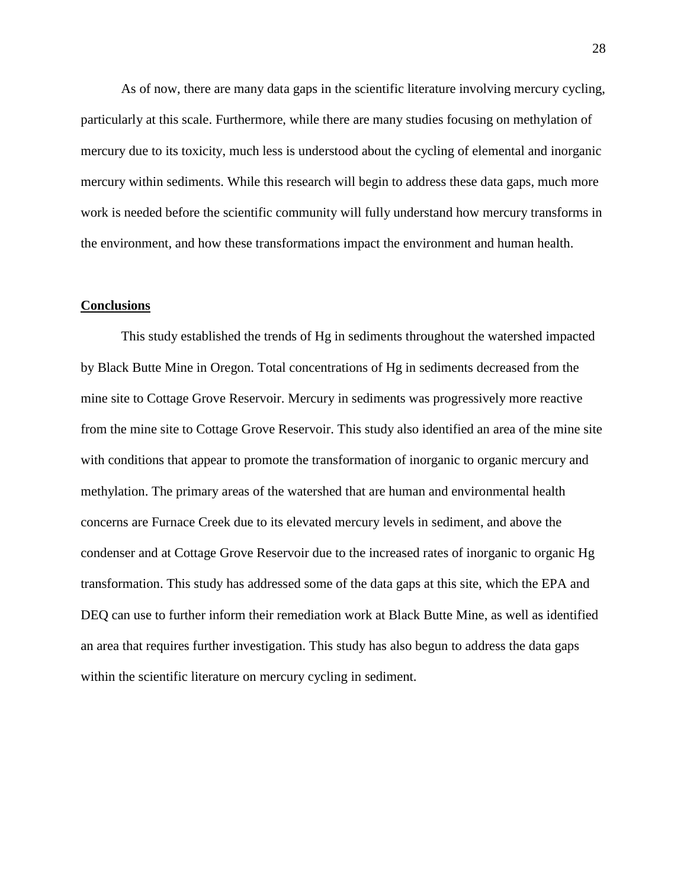As of now, there are many data gaps in the scientific literature involving mercury cycling, particularly at this scale. Furthermore, while there are many studies focusing on methylation of mercury due to its toxicity, much less is understood about the cycling of elemental and inorganic mercury within sediments. While this research will begin to address these data gaps, much more work is needed before the scientific community will fully understand how mercury transforms in the environment, and how these transformations impact the environment and human health.

## Conclusions

This study established the trends of Hg in sediments throughout the watershed impacted by Black Butte Mine in Oregon. Total concentrations of Hg in sediments decreased from the mine site to Cottage Grove Reservoir. Mercury in sediments was progressively more reactive from the mine site to Cottage Grove Reservoir. This study also identified an area of the mine site with conditions that appear to promote the transformation of inorganic to organic mercury and methylation. The primary areas of the watershed that are human and environmental health concerns are Furnace Creek due to its elevated mercury levels in sediment, and above the condenser and at Cottage Grove Reservoir due to the increased rates of inorganic to organic Hg transformation. This study has addressed some of the data gaps at this site, which the EPA and DEQ can use to further inform their remediation work at Black Butte Mine, as well as identified an area that requires further investigation. This study has also begun to address the data gaps within the scientific literature on mercury cycling in sediment.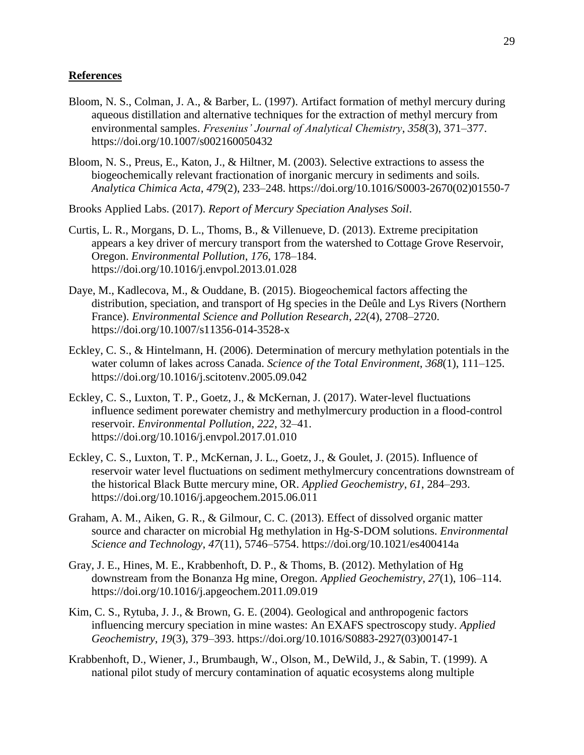## References

Bloom, N. S., Colman, J. A., & Barber, L. (1997). Artifact formation of methyl mercury during aqueous distillation and alternative techniques for the extraction of methyl mercury from environmental samples. *Fresenius' Journal of Analytical Chemistry*, *358*(3), 371–377. https://doi.org/10.1007/s002160050432

Bloom, N. S., Preus, E., Katon, J., & Hiltner, M. (2003). Selective extractions to assess the biogeochemically relevant fractionation of inorganic mercury in sediments and soils. *Analytica Chimica Acta*, *479*(2), 233–248. https://doi.org/10.1016/S0003-2670(02)01550-7

Brooks Applied Labs. (2017). *Report of Mercury Speciation Analyses Soil*.

Curtis, L. R., Morgans, D. L., Thoms, B., & Villenueve, D. (2013). Extreme precipitation appears a key driver of mercury transport from the watershed to Cottage Grove Reservoir, Oregon. *Environmental Pollution*, *176*, 178–184. https://doi.org/10.1016/j.envpol.2013.01.028

Daye, M., Kadlecova, M., & Ouddane, B. (2015). Biogeochemical factors affecting the distribution, speciation, and transport of Hg species in the Deûle and Lys Rivers (Northern France). *Environmental Science and Pollution Research*, *22*(4), 2708–2720. https://doi.org/10.1007/s11356-014-3528-x

Eckley, C. S., & Hintelmann, H. (2006). Determination of mercury methylation potentials in the water column of lakes across Canada. *Science of the Total Environment*, *368*(1), 111–125. https://doi.org/10.1016/j.scitotenv.2005.09.042

Eckley, C. S., Luxton, T. P., Goetz, J., & McKernan, J. (2017). Water-level fluctuations influence sediment porewater chemistry and methylmercury production in a flood-control reservoir. *Environmental Pollution*, *222*, 32–41. https://doi.org/10.1016/j.envpol.2017.01.010

Eckley, C. S., Luxton, T. P., McKernan, J. L., Goetz, J., & Goulet, J. (2015). Influence of reservoir water level fluctuations on sediment methylmercury concentrations downstream of the historical Black Butte mercury mine, OR. *Applied Geochemistry*, *61*, 284–293. https://doi.org/10.1016/j.apgeochem.2015.06.011

Graham, A. M., Aiken, G. R., & Gilmour, C. C. (2013). Effect of dissolved organic matter source and character on microbial Hg methylation in Hg-S-DOM solutions. *Environmental Science and Technology*, *47*(11), 5746–5754. https://doi.org/10.1021/es400414a

Gray, J. E., Hines, M. E., Krabbenhoft, D. P., & Thoms, B. (2012). Methylation of Hg downstream from the Bonanza Hg mine, Oregon. *Applied Geochemistry*, *27*(1), 106–114. https://doi.org/10.1016/j.apgeochem.2011.09.019

Kim, C. S., Rytuba, J. J., & Brown, G. E. (2004). Geological and anthropogenic factors influencing mercury speciation in mine wastes: An EXAFS spectroscopy study. *Applied Geochemistry*, *19*(3), 379–393. https://doi.org/10.1016/S0883-2927(03)00147-1

Krabbenhoft, D., Wiener, J., Brumbaugh, W., Olson, M., DeWild, J., & Sabin, T. (1999). A national pilot study of mercury contamination of aquatic ecosystems along multiple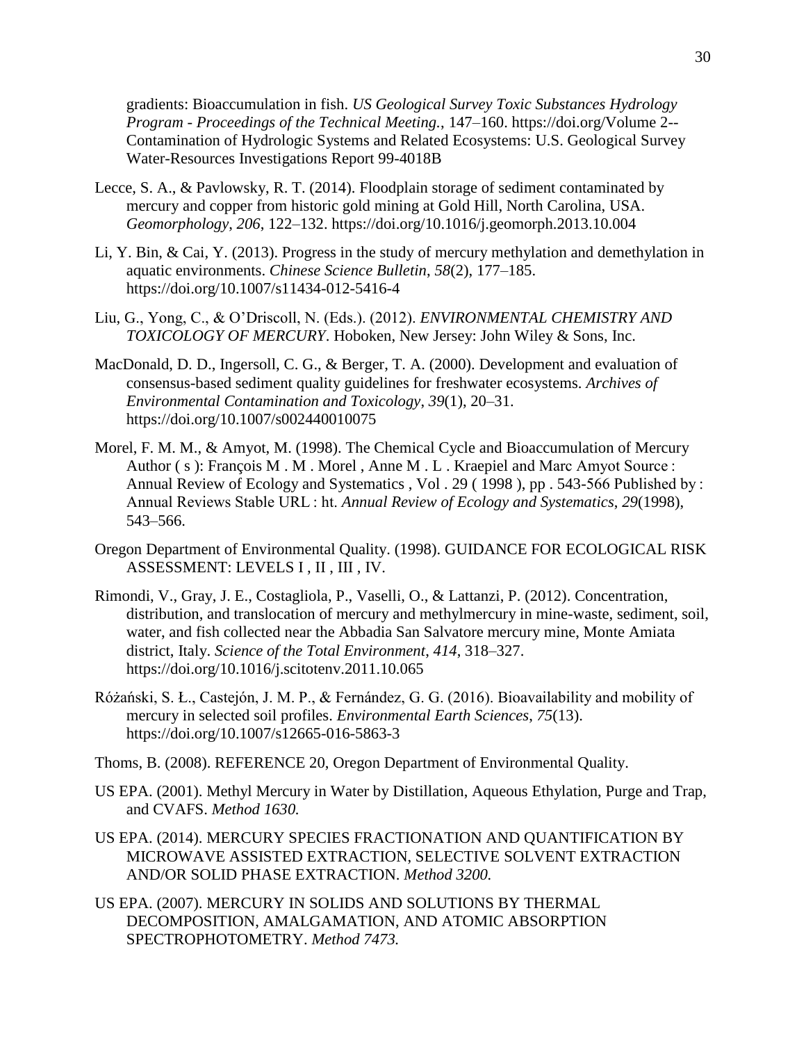gradients: Bioaccumulation in fish. *US Geological Survey Toxic Substances Hydrology Program - Proceedings of the Technical Meeting.*, 147–160. https://doi.org/Volume 2--Contamination of Hydrologic Systems and Related Ecosystems: U.S. Geological Survey Water-Resources Investigations Report 99-4018B

Lecce, S. A., & Pavlowsky, R. T. (2014). Floodplain storage of sediment contaminated by mercury and copper from historic gold mining at Gold Hill, North Carolina, USA. *Geomorphology*, *206*, 122–132. https://doi.org/10.1016/j.geomorph.2013.10.004

Li, Y. Bin, & Cai, Y. (2013). Progress in the study of mercury methylation and demethylation in aquatic environments. *Chinese Science Bulletin*, *58*(2), 177–185. https://doi.org/10.1007/s11434-012-5416-4

Liu, G., Yong, C., & O'Driscoll, N. (Eds.). (2012). *ENVIRONMENTAL CHEMISTRY AND TOXICOLOGY OF MERCURY*. Hoboken, New Jersey: John Wiley & Sons, Inc.

MacDonald, D. D., Ingersoll, C. G., & Berger, T. A. (2000). Development and evaluation of consensus-based sediment quality guidelines for freshwater ecosystems. *Archives of Environmental Contamination and Toxicology*, *39*(1), 20–31. https://doi.org/10.1007/s002440010075

Morel, F. M. M., & Amyot, M. (1998). The Chemical Cycle and Bioaccumulation of Mercury Author ( s ): François M . M . Morel , Anne M . L . Kraepiel and Marc Amyot Source : Annual Review of Ecology and Systematics , Vol . 29 ( 1998 ), pp . 543-566 Published by : Annual Reviews Stable URL : ht. *Annual Review of Ecology and Systematics*, *29*(1998), 543–566.

Oregon Department of Environmental Quality. (1998). GUIDANCE FOR ECOLOGICAL RISK ASSESSMENT: LEVELS I , II , III , IV.

Rimondi, V., Gray, J. E., Costagliola, P., Vaselli, O., & Lattanzi, P. (2012). Concentration, distribution, and translocation of mercury and methylmercury in mine-waste, sediment, soil, water, and fish collected near the Abbadia San Salvatore mercury mine, Monte Amiata district, Italy. *Science of the Total Environment*, *414*, 318–327. https://doi.org/10.1016/j.scitotenv.2011.10.065

Różański, S. Ł., Castejón, J. M. P., & Fernández, G. G. (2016). Bioavailability and mobility of mercury in selected soil profiles. *Environmental Earth Sciences*, *75*(13). https://doi.org/10.1007/s12665-016-5863-3

Thoms, B. (2008). REFERENCE 20, Oregon Department of Environmental Quality.

US EPA. (2001). Methyl Mercury in Water by Distillation, Aqueous Ethylation, Purge and Trap, and CVAFS. *Method 1630.*

US EPA. (2014). MERCURY SPECIES FRACTIONATION AND QUANTIFICATION BY MICROWAVE ASSISTED EXTRACTION, SELECTIVE SOLVENT EXTRACTION AND/OR SOLID PHASE EXTRACTION. *Method 3200.*

US EPA. (2007). MERCURY IN SOLIDS AND SOLUTIONS BY THERMAL DECOMPOSITION, AMALGAMATION, AND ATOMIC ABSORPTION SPECTROPHOTOMETRY. *Method 7473.*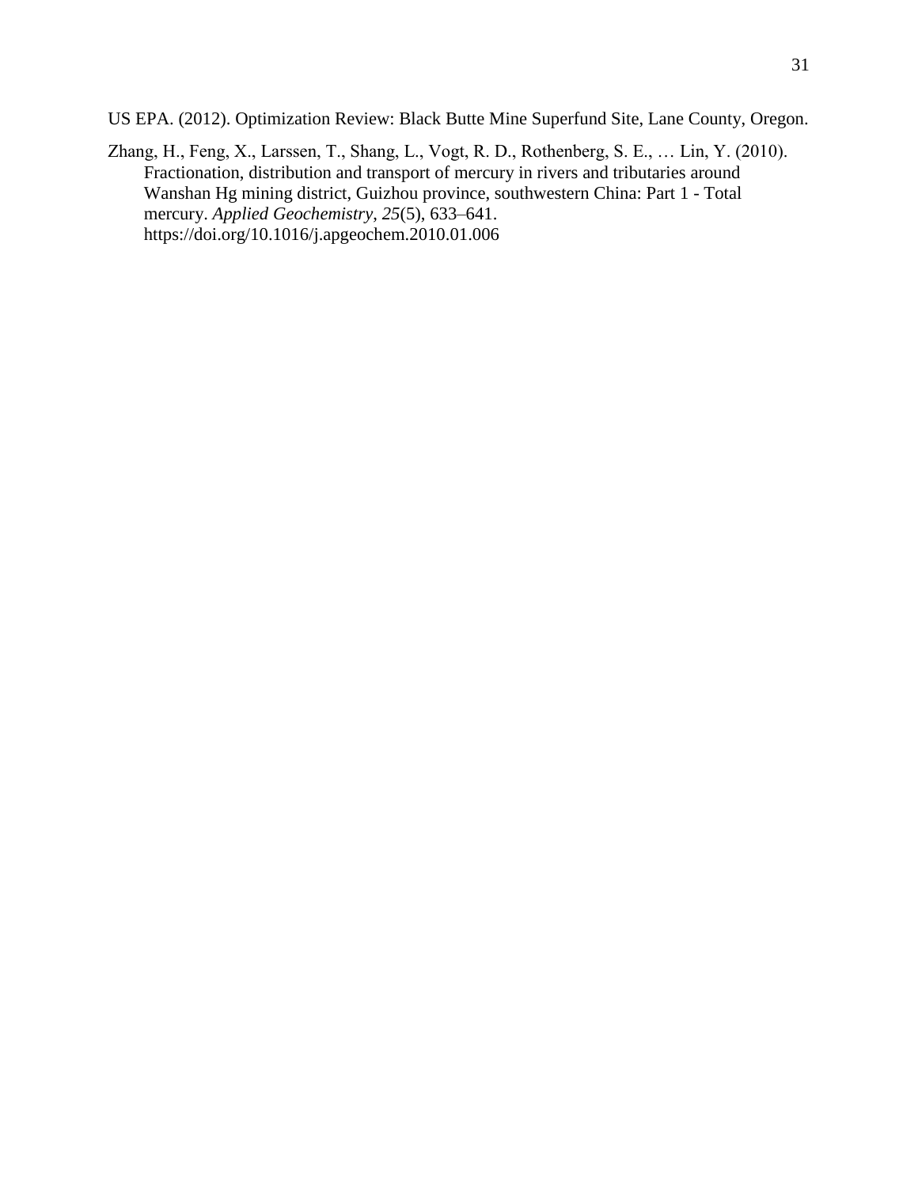US EPA. (2012). Optimization Review: Black Butte Mine Superfund Site, Lane County, Oregon.

Zhang, H., Feng, X., Larssen, T., Shang, L., Vogt, R. D., Rothenberg, S. E., … Lin, Y. (2010). Fractionation, distribution and transport of mercury in rivers and tributaries around Wanshan Hg mining district, Guizhou province, southwestern China: Part 1 - Total mercury. *Applied Geochemistry*, *25*(5), 633–641. https://doi.org/10.1016/j.apgeochem.2010.01.006